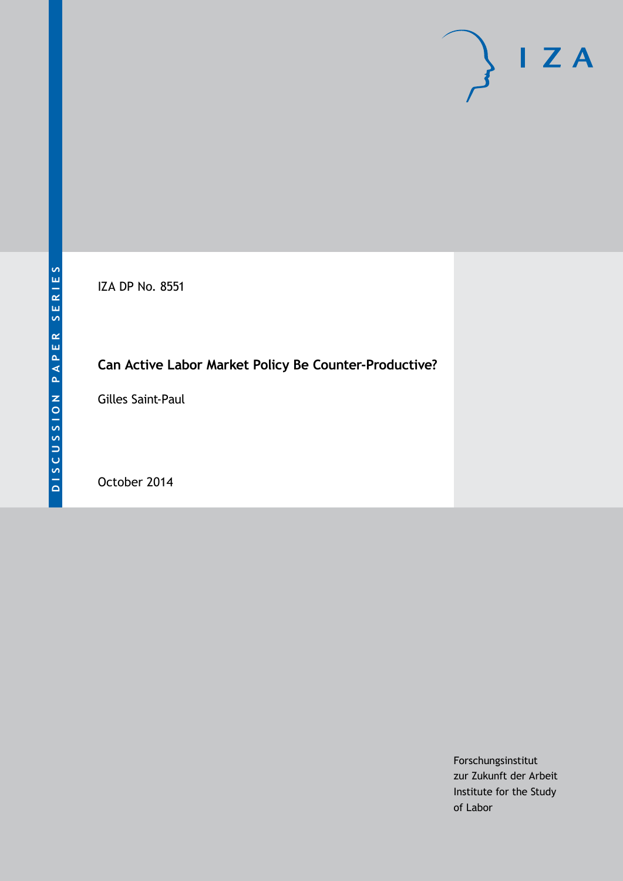DISCUSSION PAPER SERIES

IZA

IZA DP No. 8551

# Can Active Labor Market Policy Be Counter-Productive?

Gilles Saint-Paul

October 2014

Forschungsinstitut
zur Zukunft der Arbeit
Institute for the Study
of Labor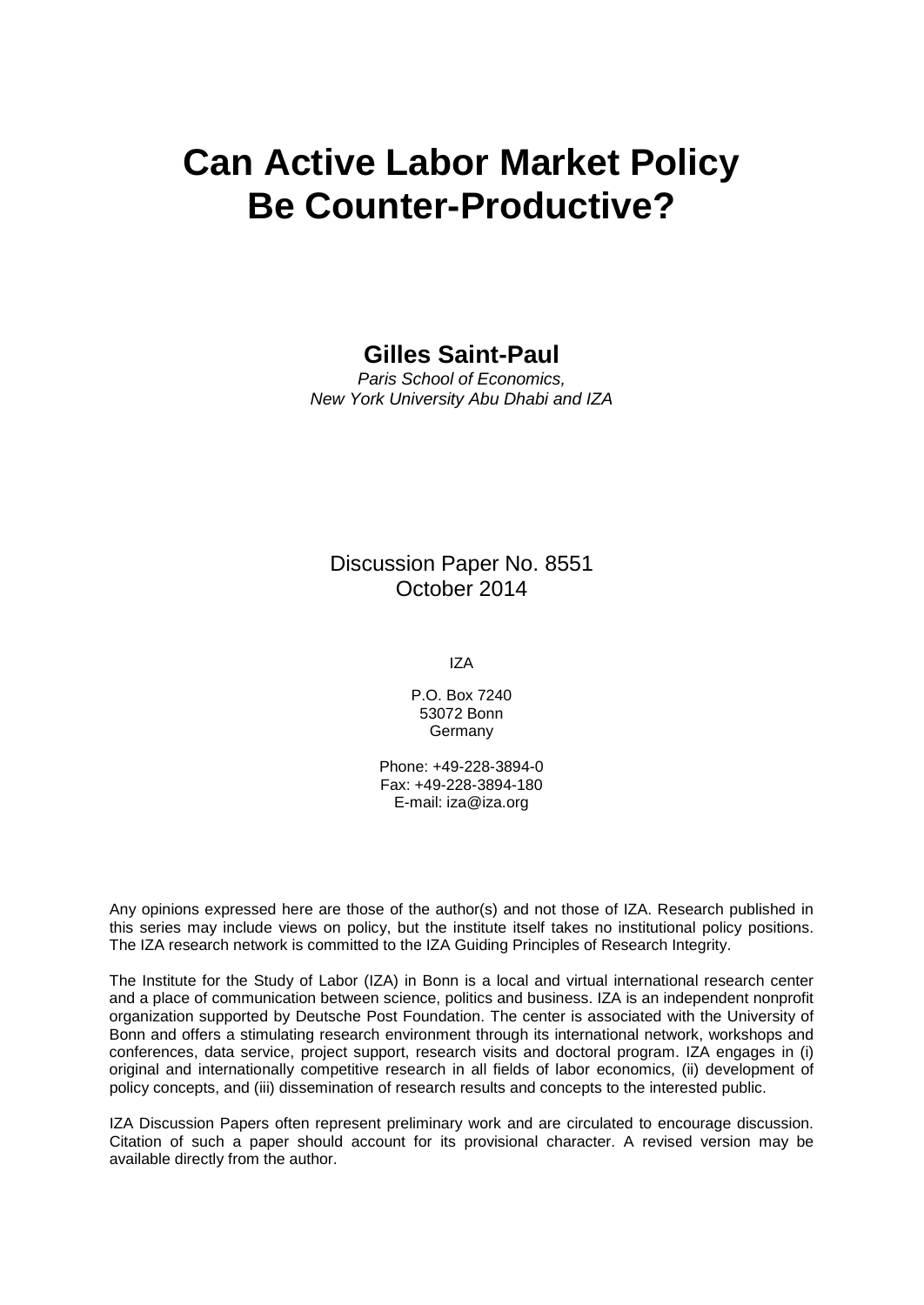# Can Active Labor Market Policy Be Counter-Productive?

**Gilles Saint-Paul**

*Paris School of Economics,*
*New York University Abu Dhabi and IZA*

Discussion Paper No. 8551
October 2014

IZA

P.O. Box 7240
53072 Bonn
Germany

Phone: +49-228-3894-0
Fax: +49-228-3894-180
E-mail: iza@iza.org

Any opinions expressed here are those of the author(s) and not those of IZA. Research published in this series may include views on policy, but the institute itself takes no institutional policy positions. The IZA research network is committed to the IZA Guiding Principles of Research Integrity.

The Institute for the Study of Labor (IZA) in Bonn is a local and virtual international research center and a place of communication between science, politics and business. IZA is an independent nonprofit organization supported by Deutsche Post Foundation. The center is associated with the University of Bonn and offers a stimulating research environment through its international network, workshops and conferences, data service, project support, research visits and doctoral program. IZA engages in (i) original and internationally competitive research in all fields of labor economics, (ii) development of policy concepts, and (iii) dissemination of research results and concepts to the interested public.

IZA Discussion Papers often represent preliminary work and are circulated to encourage discussion. Citation of such a paper should account for its provisional character. A revised version may be available directly from the author.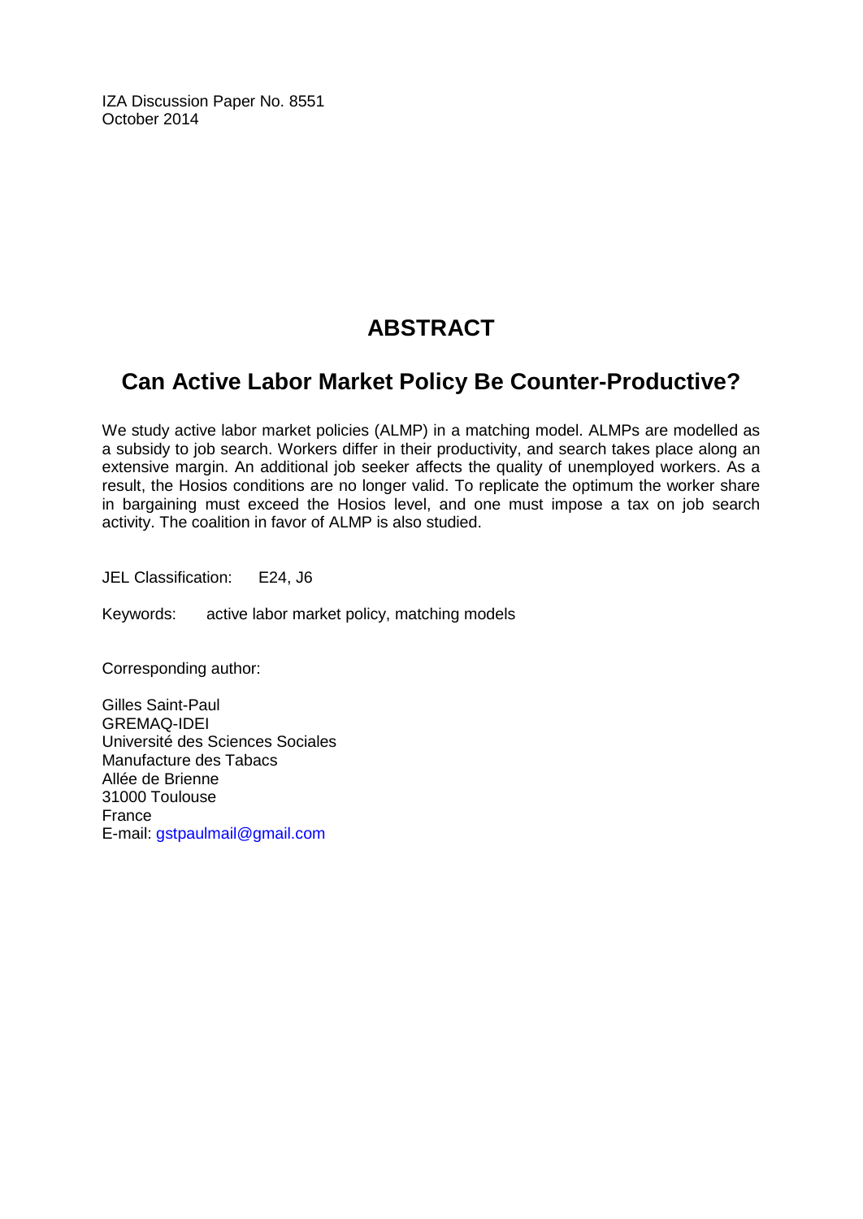IZA Discussion Paper No. 8551
October 2014

# ABSTRACT

## Can Active Labor Market Policy Be Counter-Productive?

We study active labor market policies (ALMP) in a matching model. ALMPs are modelled as a subsidy to job search. Workers differ in their productivity, and search takes place along an extensive margin. An additional job seeker affects the quality of unemployed workers. As a result, the Hosios conditions are no longer valid. To replicate the optimum the worker share in bargaining must exceed the Hosios level, and one must impose a tax on job search activity. The coalition in favor of ALMP is also studied.

JEL Classification: E24, J6

Keywords: active labor market policy, matching models

Corresponding author:

Gilles Saint-Paul
GREMAQ-IDEI
Université des Sciences Sociales
Manufacture des Tabacs
Allée de Brienne
31000 Toulouse
France
E-mail: gstpaulmail@gmail.com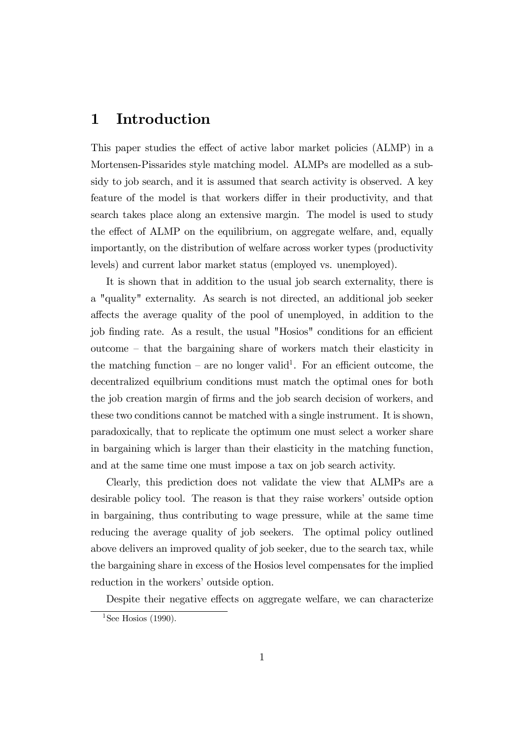# 1 Introduction

This paper studies the effect of active labor market policies (ALMP) in a Mortensen-Pissarides style matching model. ALMPs are modelled as a subsidy to job search, and it is assumed that search activity is observed. A key feature of the model is that workers differ in their productivity, and that search takes place along an extensive margin. The model is used to study the effect of ALMP on the equilibrium, on aggregate welfare, and, equally importantly, on the distribution of welfare across worker types (productivity levels) and current labor market status (employed vs. unemployed).

It is shown that in addition to the usual job search externality, there is a "quality" externality. As search is not directed, an additional job seeker affects the average quality of the pool of unemployed, in addition to the job finding rate. As a result, the usual "Hosios" conditions for an efficient outcome – that the bargaining share of workers match their elasticity in the matching function – are no longer valid[1]. For an efficient outcome, the decentralized equilibrium conditions must match the optimal ones for both the job creation margin of firms and the job search decision of workers, and these two conditions cannot be matched with a single instrument. It is shown, paradoxically, that to replicate the optimum one must select a worker share in bargaining which is larger than their elasticity in the matching function, and at the same time one must impose a tax on job search activity.

Clearly, this prediction does not validate the view that ALMPs are a desirable policy tool. The reason is that they raise workers' outside option in bargaining, thus contributing to wage pressure, while at the same time reducing the average quality of job seekers. The optimal policy outlined above delivers an improved quality of job seeker, due to the search tax, while the bargaining share in excess of the Hosios level compensates for the implied reduction in the workers' outside option.

Despite their negative effects on aggregate welfare, we can characterize

[1] See Hosios (1990).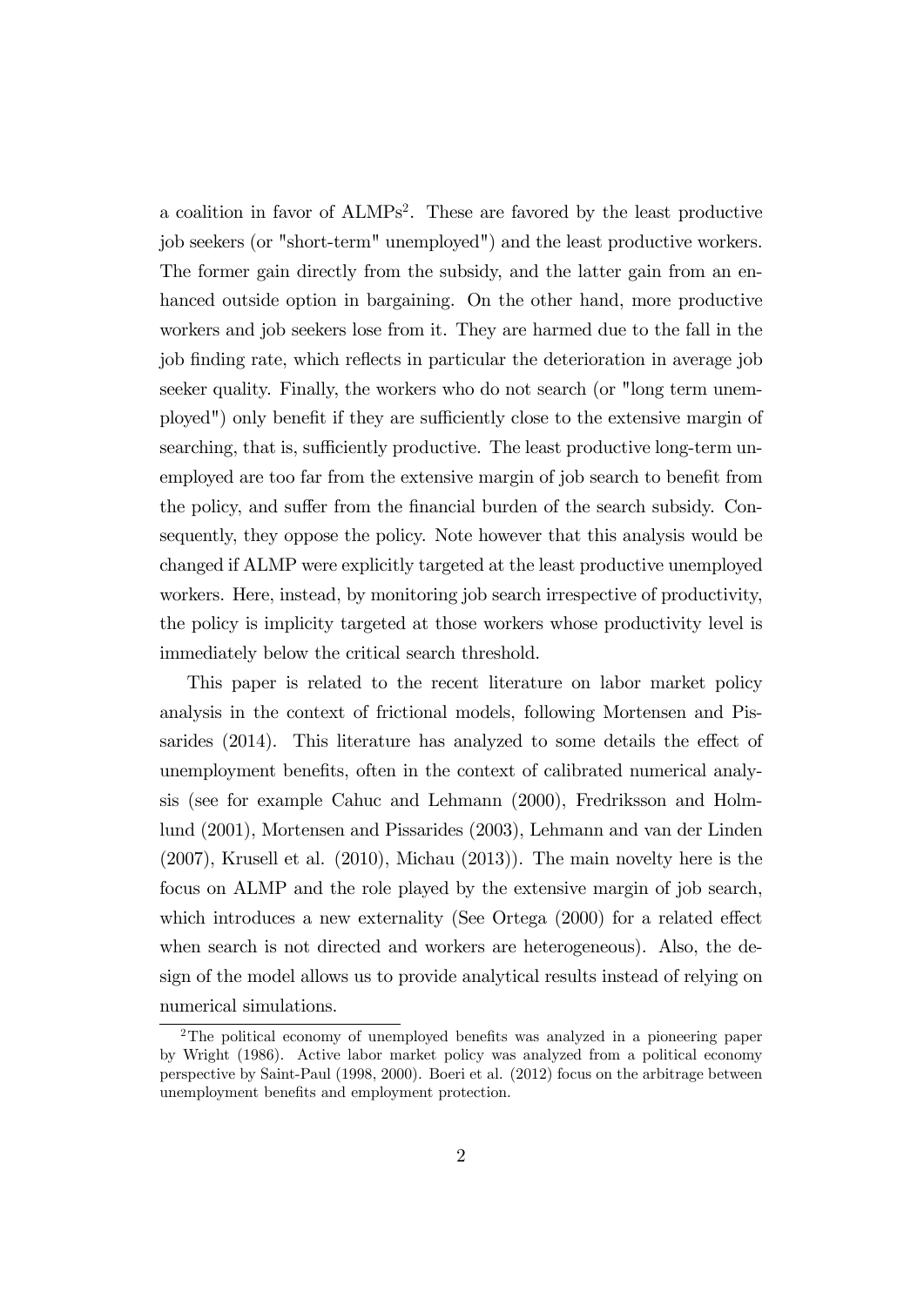a coalition in favor of ALMPs[2]. These are favored by the least productive job seekers (or "short-term" unemployed") and the least productive workers. The former gain directly from the subsidy, and the latter gain from an enhanced outside option in bargaining. On the other hand, more productive workers and job seekers lose from it. They are harmed due to the fall in the job finding rate, which reflects in particular the deterioration in average job seeker quality. Finally, the workers who do not search (or "long term unemployed") only benefit if they are sufficiently close to the extensive margin of searching, that is, sufficiently productive. The least productive long-term unemployed are too far from the extensive margin of job search to benefit from the policy, and suffer from the financial burden of the search subsidy. Consequently, they oppose the policy. Note however that this analysis would be changed if ALMP were explicitly targeted at the least productive unemployed workers. Here, instead, by monitoring job search irrespective of productivity, the policy is implicity targeted at those workers whose productivity level is immediately below the critical search threshold.

This paper is related to the recent literature on labor market policy analysis in the context of frictional models, following Mortensen and Pissarides (2014). This literature has analyzed to some details the effect of unemployment benefits, often in the context of calibrated numerical analysis (see for example Cahuc and Lehmann (2000), Fredriksson and Holmlund (2001), Mortensen and Pissarides (2003), Lehmann and van der Linden (2007), Krusell et al. (2010), Michau (2013)). The main novelty here is the focus on ALMP and the role played by the extensive margin of job search, which introduces a new externality (See Ortega (2000) for a related effect when search is not directed and workers are heterogeneous). Also, the design of the model allows us to provide analytical results instead of relying on numerical simulations.

[2] The political economy of unemployed benefits was analyzed in a pioneering paper by Wright (1986). Active labor market policy was analyzed from a political economy perspective by Saint-Paul (1998, 2000). Boeri et al. (2012) focus on the arbitrage between unemployment benefits and employment protection.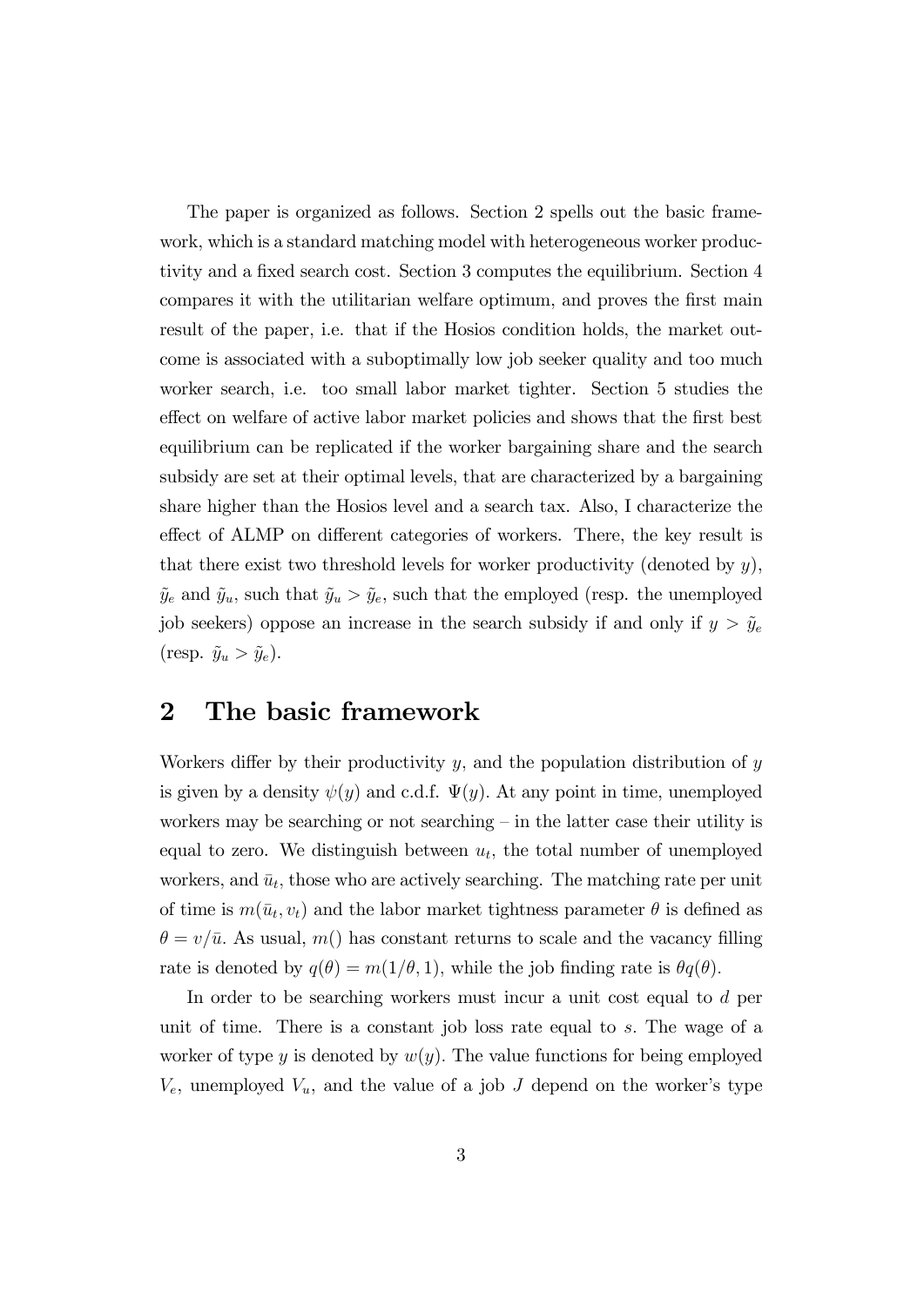The paper is organized as follows. Section 2 spells out the basic framework, which is a standard matching model with heterogeneous worker productivity and a fixed search cost. Section 3 computes the equilibrium. Section 4 compares it with the utilitarian welfare optimum, and proves the first main result of the paper, i.e. that if the Hosios condition holds, the market outcome is associated with a suboptimally low job seeker quality and too much worker search, i.e. too small labor market tighter. Section 5 studies the effect on welfare of active labor market policies and shows that the first best equilibrium can be replicated if the worker bargaining share and the search subsidy are set at their optimal levels, that are characterized by a bargaining share higher than the Hosios level and a search tax. Also, I characterize the effect of ALMP on different categories of workers. There, the key result is that there exist two threshold levels for worker productivity (denoted by $y$), $\tilde{y}_e$ and $\tilde{y}_u$, such that $\tilde{y}_u > \tilde{y}_e$, such that the employed (resp. the unemployed job seekers) oppose an increase in the search subsidy if and only if $y > \tilde{y}_e$ (resp. $\tilde{y}_u > \tilde{y}_e$).

## 2 The basic framework

Workers differ by their productivity $y$, and the population distribution of $y$ is given by a density $\psi(y)$ and c.d.f. $\Psi(y)$. At any point in time, unemployed workers may be searching or not searching – in the latter case their utility is equal to zero. We distinguish between $u_t$, the total number of unemployed workers, and $\bar{u}_t$, those who are actively searching. The matching rate per unit of time is $m(\bar{u}_t, v_t)$ and the labor market tightness parameter $\theta$ is defined as $\theta = v/\bar{u}$. As usual, $m()$ has constant returns to scale and the vacancy filling rate is denoted by $q(\theta) = m(1/\theta, 1)$, while the job finding rate is $\theta q(\theta)$.

In order to be searching workers must incur a unit cost equal to $d$ per unit of time. There is a constant job loss rate equal to $s$. The wage of a worker of type $y$ is denoted by $w(y)$. The value functions for being employed $V_e$, unemployed $V_u$, and the value of a job $J$ depend on the worker's type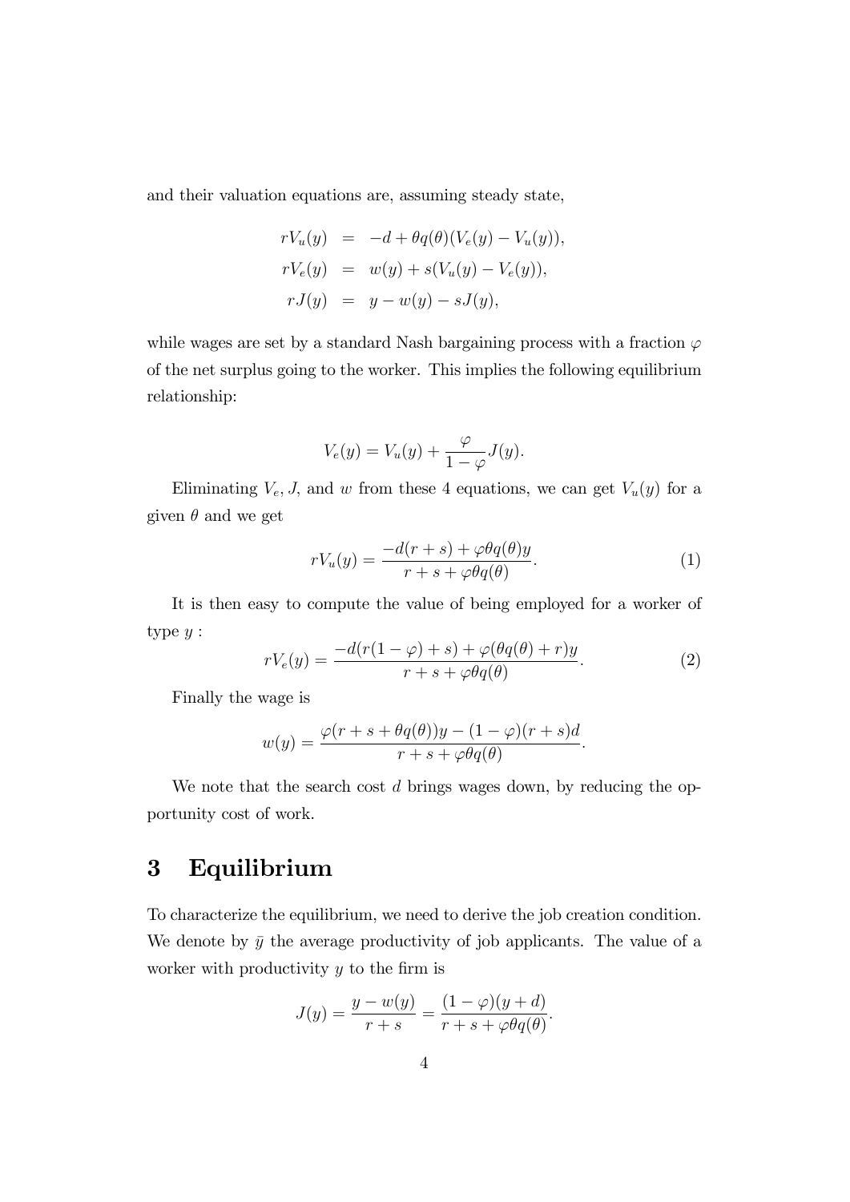and their valuation equations are, assuming steady state,

$$
\begin{aligned}
rV_u(y) &= -d + \theta q(\theta)(V_e(y) - V_u(y)), \\
rV_e(y) &= w(y) + s(V_u(y) - V_e(y)), \\
rJ(y) &= y - w(y) - sJ(y),
\end{aligned}
$$

while wages are set by a standard Nash bargaining process with a fraction $\varphi$ of the net surplus going to the worker. This implies the following equilibrium relationship:

$$
V_e(y) = V_u(y) + \frac{\varphi}{1-\varphi} J(y).
$$

Eliminating $V_e$, $J$, and $w$ from these 4 equations, we can get $V_u(y)$ for a given $\theta$ and we get

$$
rV_u(y) = \frac{-d(r+s) + \varphi \theta q(\theta) y}{r + s + \varphi \theta q(\theta)}. \tag{1}
$$

It is then easy to compute the value of being employed for a worker of type $y$ :

$$
rV_e(y) = \frac{-d(r(1-\varphi) + s) + \varphi(\theta q(\theta) + r) y}{r + s + \varphi \theta q(\theta)}. \tag{2}
$$

Finally the wage is

$$
w(y) = \frac{\varphi(r + s + \theta q(\theta)) y - (1-\varphi)(r+s) d}{r + s + \varphi \theta q(\theta)}.
$$

We note that the search cost $d$ brings wages down, by reducing the opportunity cost of work.

# 3 Equilibrium

To characterize the equilibrium, we need to derive the job creation condition. We denote by $\bar{y}$ the average productivity of job applicants. The value of a worker with productivity $y$ to the firm is

$$
J(y) = \frac{y - w(y)}{r+s} = \frac{(1-\varphi)(y+d)}{r + s + \varphi \theta q(\theta)}.
$$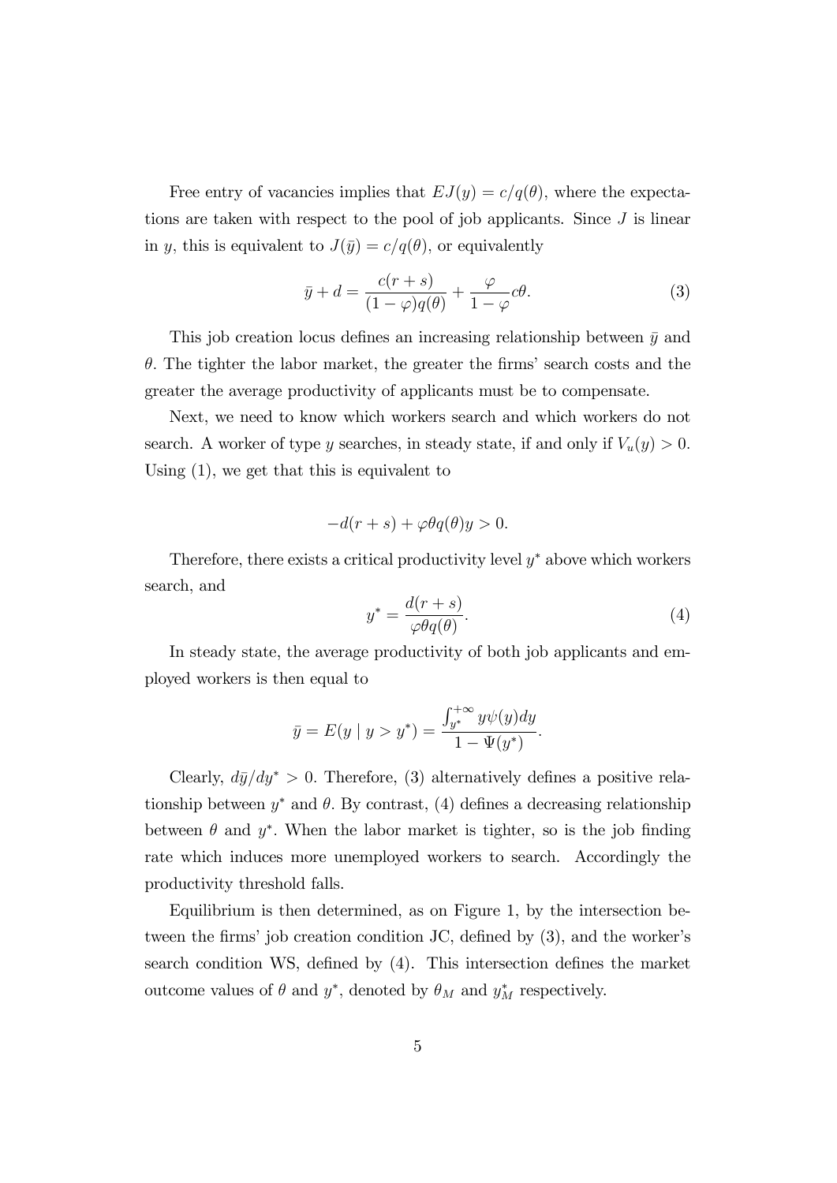Free entry of vacancies implies that $EJ(y) = c/q(\theta)$, where the expectations are taken with respect to the pool of job applicants. Since $J$ is linear in $y$, this is equivalent to $J(\bar{y}) = c/q(\theta)$, or equivalently

$$\bar{y} + d = \frac{c(r+s)}{(1-\varphi)q(\theta)} + \frac{\varphi}{1-\varphi}c\theta. \tag{3}$$

This job creation locus defines an increasing relationship between $\bar{y}$ and $\theta$. The tighter the labor market, the greater the firms' search costs and the greater the average productivity of applicants must be to compensate.

Next, we need to know which workers search and which workers do not search. A worker of type $y$ searches, in steady state, if and only if $V_u(y) > 0$. Using (1), we get that this is equivalent to

$$-d(r+s) + \varphi\theta q(\theta) y > 0.$$

Therefore, there exists a critical productivity level $y^*$ above which workers search, and

$$y^* = \frac{d(r+s)}{\varphi\theta q(\theta)}. \tag{4}$$

In steady state, the average productivity of both job applicants and employed workers is then equal to

$$\bar{y} = E(y \mid y > y^*) = \frac{\int_{y^*}^{+\infty} y\psi(y)dy}{1 - \Psi(y^*)}.$$

Clearly, $d\bar{y}/dy^* > 0$. Therefore, (3) alternatively defines a positive relationship between $y^*$ and $\theta$. By contrast, (4) defines a decreasing relationship between $\theta$ and $y^*$. When the labor market is tighter, so is the job finding rate which induces more unemployed workers to search. Accordingly the productivity threshold falls.

Equilibrium is then determined, as on Figure 1, by the intersection between the firms' job creation condition JC, defined by (3), and the worker's search condition WS, defined by (4). This intersection defines the market outcome values of $\theta$ and $y^*$, denoted by $\theta_M$ and $y^*_M$ respectively.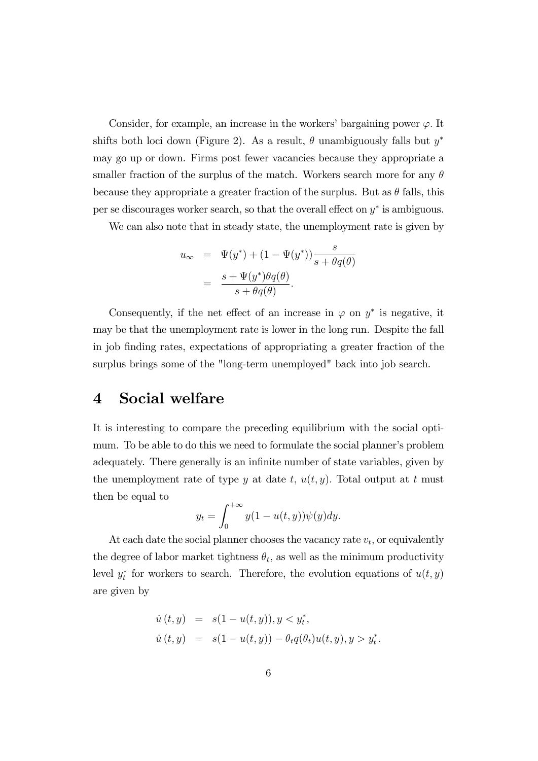Consider, for example, an increase in the workers' bargaining power $\varphi$. It shifts both loci down (Figure 2). As a result, $\theta$ unambiguously falls but $y^*$ may go up or down. Firms post fewer vacancies because they appropriate a smaller fraction of the surplus of the match. Workers search more for any $\theta$ because they appropriate a greater fraction of the surplus. But as $\theta$ falls, this per se discourages worker search, so that the overall effect on $y^*$ is ambiguous.

We can also note that in steady state, the unemployment rate is given by

$$
\begin{aligned}
u_\infty &= \Psi(y^*) + (1 - \Psi(y^*)) \frac{s}{s + \theta q(\theta)} \\
&= \frac{s + \Psi(y^*) \theta q(\theta)}{s + \theta q(\theta)}.
\end{aligned}
$$

Consequently, if the net effect of an increase in $\varphi$ on $y^*$ is negative, it may be that the unemployment rate is lower in the long run. Despite the fall in job finding rates, expectations of appropriating a greater fraction of the surplus brings some of the "long-term unemployed" back into job search.

# 4 Social welfare

It is interesting to compare the preceding equilibrium with the social optimum. To be able to do this we need to formulate the social planner's problem adequately. There generally is an infinite number of state variables, given by the unemployment rate of type $y$ at date $t$, $u(t, y)$. Total output at $t$ must then be equal to

$$
y_t = \int_0^{+\infty} y(1 - u(t, y))\psi(y)dy.
$$

At each date the social planner chooses the vacancy rate $v_t$, or equivalently the degree of labor market tightness $\theta_t$, as well as the minimum productivity level $y_t^*$ for workers to search. Therefore, the evolution equations of $u(t, y)$ are given by

$$
\begin{aligned}
\dot{u}(t, y) &= s(1 - u(t, y)), y < y_t^*, \\
\dot{u}(t, y) &= s(1 - u(t, y)) - \theta_t q(\theta_t) u(t, y), y > y_t^*.
\end{aligned}
$$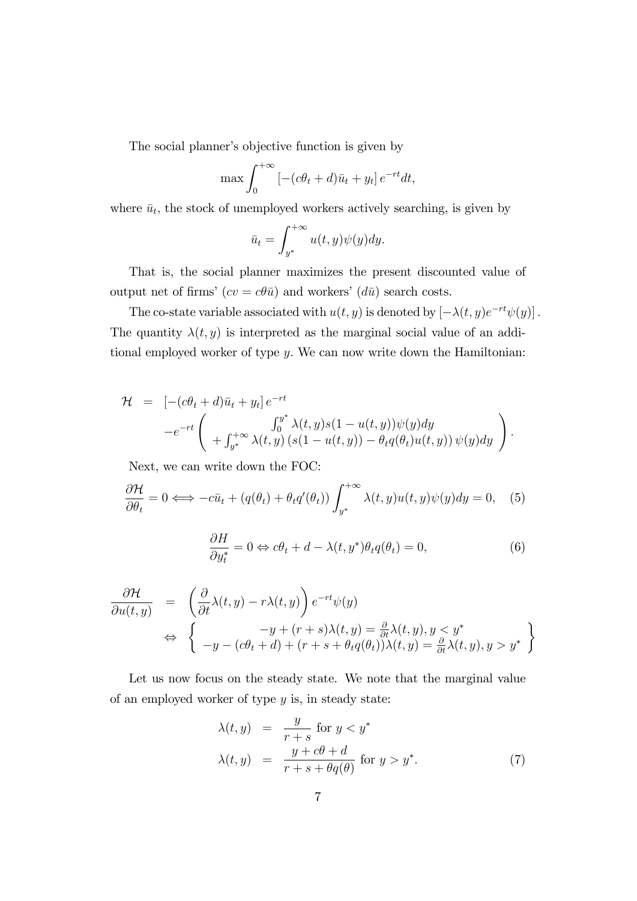The social planner's objective function is given by

$$\max \int_0^{+\infty} \left[-(c\theta_t + d)\bar{u}_t + y_t\right] e^{-rt} dt,$$

where $\bar{u}_t$, the stock of unemployed workers actively searching, is given by

$$\bar{u}_t = \int_{y^*}^{+\infty} u(t,y)\psi(y)dy.$$

That is, the social planner maximizes the present discounted value of output net of firms' ($cv = c\theta\bar{u}$) and workers' ($d\bar{u}$) search costs.

The co-state variable associated with $u(t,y)$ is denoted by $\left[-\lambda(t,y)e^{-rt}\psi(y)\right]$. The quantity $\lambda(t,y)$ is interpreted as the marginal social value of an additional employed worker of type $y$. We can now write down the Hamiltonian:

$$\begin{aligned}
\mathcal{H} &= \left[-(c\theta_t + d)\bar{u}_t + y_t\right] e^{-rt} \\
&\quad - e^{-rt} \left( \begin{array}{c} \int_0^{y^*} \lambda(t,y)s(1-u(t,y))\psi(y)dy \\ + \int_{y^*}^{+\infty} \lambda(t,y)\left(s(1-u(t,y)) - \theta_t q(\theta_t)u(t,y)\right)\psi(y)dy \end{array} \right).
\end{aligned}$$

Next, we can write down the FOC:

$$\frac{\partial \mathcal{H}}{\partial \theta_t} = 0 \Longleftrightarrow -c\bar{u}_t + \left(q(\theta_t) + \theta_t q'(\theta_t)\right) \int_{y^*}^{+\infty} \lambda(t,y)u(t,y)\psi(y)dy = 0, \quad (5)$$

$$\frac{\partial H}{\partial y_t^*} = 0 \Leftrightarrow c\theta_t + d - \lambda(t,y^*)\theta_t q(\theta_t) = 0, \quad (6)$$

$$\begin{aligned}
\frac{\partial \mathcal{H}}{\partial u(t,y)} &= \left(\frac{\partial}{\partial t}\lambda(t,y) - r\lambda(t,y)\right) e^{-rt}\psi(y) \\
&\Leftrightarrow \left\{ \begin{array}{c} -y + (r+s)\lambda(t,y) = \frac{\partial}{\partial t}\lambda(t,y), y < y^* \\ -y - (c\theta_t + d) + (r + s + \theta_t q(\theta_t))\lambda(t,y) = \frac{\partial}{\partial t}\lambda(t,y), y > y^* \end{array} \right\}
\end{aligned}$$

Let us now focus on the steady state. We note that the marginal value of an employed worker of type $y$ is, in steady state:

$$\begin{aligned}
\lambda(t,y) &= \frac{y}{r+s} \text{ for } y < y^* \\
\lambda(t,y) &= \frac{y + c\theta + d}{r + s + \theta q(\theta)} \text{ for } y > y^*. \quad (7)
\end{aligned}$$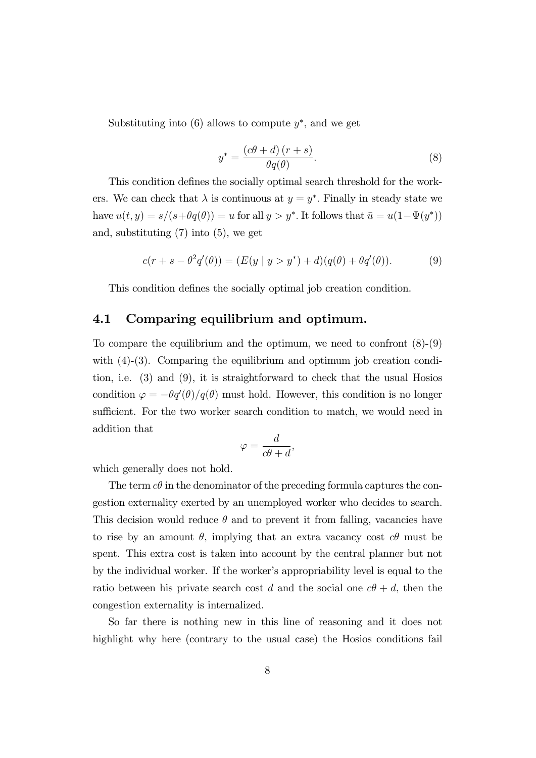Substituting into (6) allows to compute $y^*$, and we get

$$y^* = \frac{(c\theta + d)(r + s)}{\theta q(\theta)}. \tag{8}$$

This condition defines the socially optimal search threshold for the workers. We can check that $\lambda$ is continuous at $y = y^*$. Finally in steady state we have $u(t, y) = s/(s+\theta q(\theta)) = u$ for all $y > y^*$. It follows that $\bar{u} = u(1-\Psi(y^*))$ and, substituting (7) into (5), we get

$$c(r + s - \theta^2 q'(\theta)) = (E(y \mid y > y^*) + d)(q(\theta) + \theta q'(\theta)). \tag{9}$$

This condition defines the socially optimal job creation condition.

## 4.1 Comparing equilibrium and optimum.

To compare the equilibrium and the optimum, we need to confront (8)-(9) with (4)-(3). Comparing the equilibrium and optimum job creation condition, i.e. (3) and (9), it is straightforward to check that the usual Hosios condition $\varphi = -\theta q'(\theta)/q(\theta)$ must hold. However, this condition is no longer sufficient. For the two worker search condition to match, we would need in addition that

$$\varphi = \frac{d}{c\theta + d},$$

which generally does not hold.

The term $c\theta$ in the denominator of the preceding formula captures the congestion externality exerted by an unemployed worker who decides to search. This decision would reduce $\theta$ and to prevent it from falling, vacancies have to rise by an amount $\theta$, implying that an extra vacancy cost $c\theta$ must be spent. This extra cost is taken into account by the central planner but not by the individual worker. If the worker's appropriability level is equal to the ratio between his private search cost $d$ and the social one $c\theta + d$, then the congestion externality is internalized.

So far there is nothing new in this line of reasoning and it does not highlight why here (contrary to the usual case) the Hosios conditions fail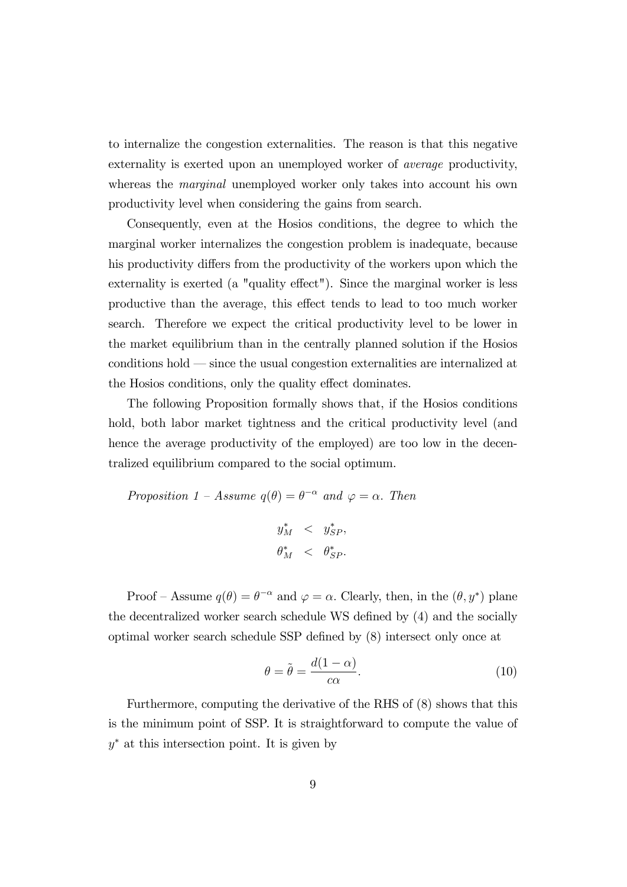to internalize the congestion externalities. The reason is that this negative externality is exerted upon an unemployed worker of *average* productivity, whereas the *marginal* unemployed worker only takes into account his own productivity level when considering the gains from search.

Consequently, even at the Hosios conditions, the degree to which the marginal worker internalizes the congestion problem is inadequate, because his productivity differs from the productivity of the workers upon which the externality is exerted (a "quality effect"). Since the marginal worker is less productive than the average, this effect tends to lead to too much worker search. Therefore we expect the critical productivity level to be lower in the market equilibrium than in the centrally planned solution if the Hosios conditions hold — since the usual congestion externalities are internalized at the Hosios conditions, only the quality effect dominates.

The following Proposition formally shows that, if the Hosios conditions hold, both labor market tightness and the critical productivity level (and hence the average productivity of the employed) are too low in the decentralized equilibrium compared to the social optimum.

*Proposition 1 – Assume $q(\theta) = \theta^{-\alpha}$ and $\varphi = \alpha$. Then*

$$
\begin{aligned}
y_M^* &< y_{SP}^*, \\
\theta_M^* &< \theta_{SP}^*.
\end{aligned}
$$

Proof – Assume $q(\theta) = \theta^{-\alpha}$ and $\varphi = \alpha$. Clearly, then, in the $(\theta, y^*)$ plane the decentralized worker search schedule WS defined by (4) and the socially optimal worker search schedule SSP defined by (8) intersect only once at

$$
\theta = \tilde{\theta} = \frac{d(1-\alpha)}{c\alpha}. \tag{10}
$$

Furthermore, computing the derivative of the RHS of (8) shows that this is the minimum point of SSP. It is straightforward to compute the value of $y^*$ at this intersection point. It is given by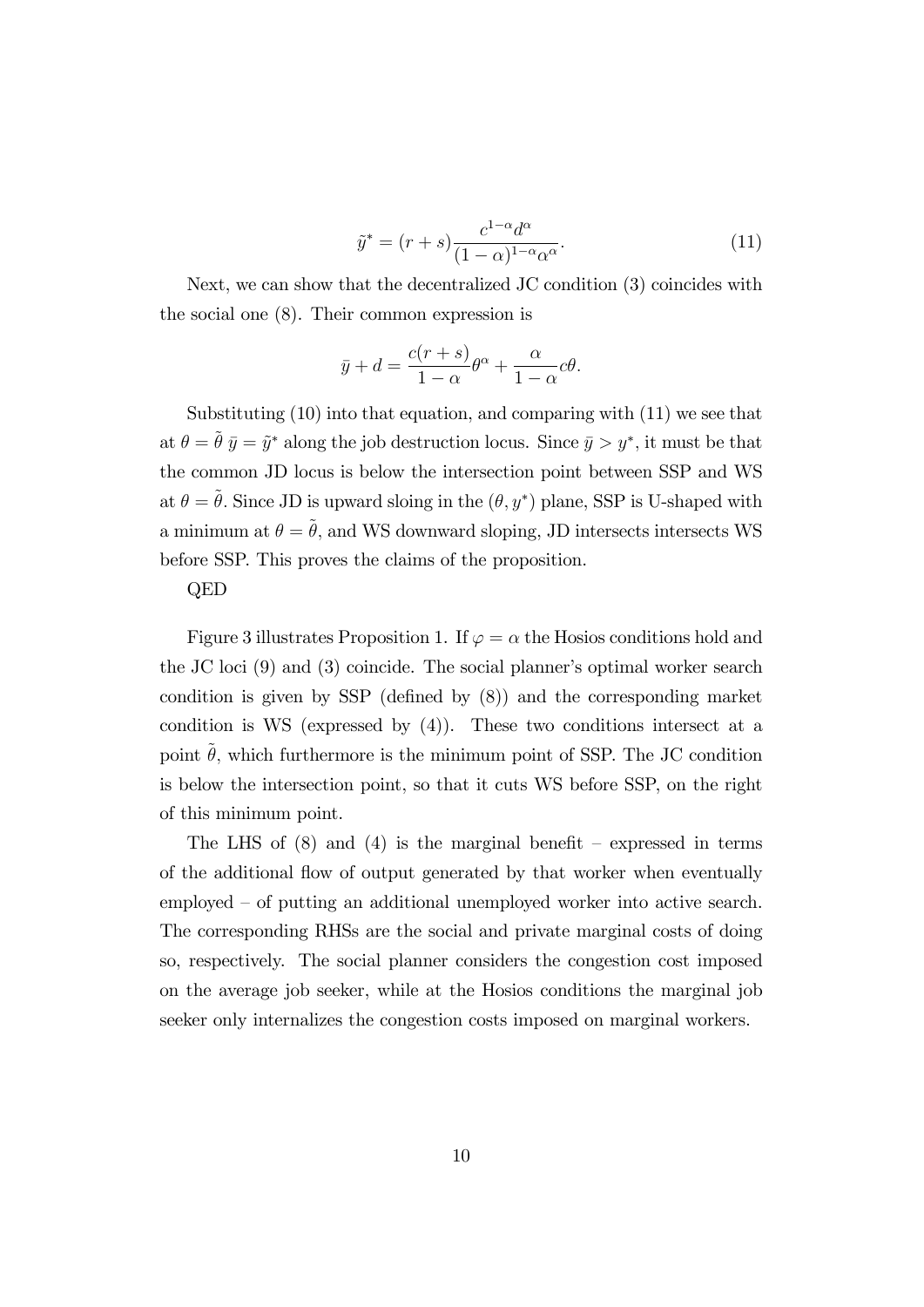$$\tilde{y}^* = (r+s)\frac{c^{1-\alpha}d^{\alpha}}{(1-\alpha)^{1-\alpha}\alpha^{\alpha}}. \tag{11}$$

Next, we can show that the decentralized JC condition (3) coincides with the social one (8). Their common expression is

$$\bar{y} + d = \frac{c(r+s)}{1-\alpha}\theta^{\alpha} + \frac{\alpha}{1-\alpha}c\theta.$$

Substituting (10) into that equation, and comparing with (11) we see that at $\theta = \tilde{\theta}$ $\bar{y} = \tilde{y}^*$ along the job destruction locus. Since $\bar{y} > y^*$, it must be that the common JD locus is below the intersection point between SSP and WS at $\theta = \tilde{\theta}$. Since JD is upward sloing in the $(\theta, y^*)$ plane, SSP is U-shaped with a minimum at $\theta = \tilde{\theta}$, and WS downward sloping, JD intersects intersects WS before SSP. This proves the claims of the proposition.

QED

Figure 3 illustrates Proposition 1. If $\varphi = \alpha$ the Hosios conditions hold and the JC loci (9) and (3) coincide. The social planner's optimal worker search condition is given by SSP (defined by (8)) and the corresponding market condition is WS (expressed by (4)). These two conditions intersect at a point $\tilde{\theta}$, which furthermore is the minimum point of SSP. The JC condition is below the intersection point, so that it cuts WS before SSP, on the right of this minimum point.

The LHS of (8) and (4) is the marginal benefit – expressed in terms of the additional flow of output generated by that worker when eventually employed – of putting an additional unemployed worker into active search. The corresponding RHSs are the social and private marginal costs of doing so, respectively. The social planner considers the congestion cost imposed on the average job seeker, while at the Hosios conditions the marginal job seeker only internalizes the congestion costs imposed on marginal workers.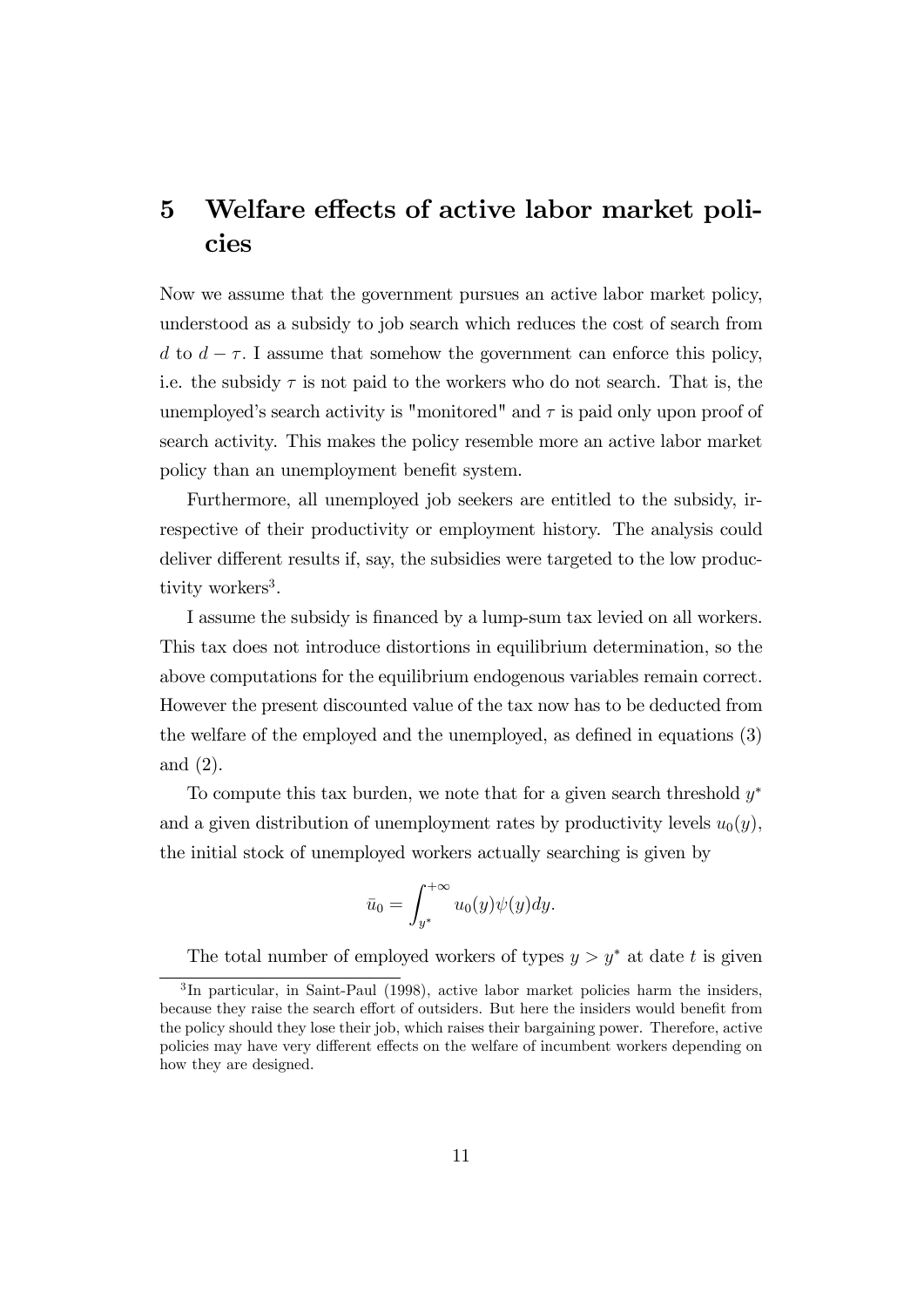# 5 Welfare effects of active labor market policies

Now we assume that the government pursues an active labor market policy, understood as a subsidy to job search which reduces the cost of search from $d$ to $d - \tau$. I assume that somehow the government can enforce this policy, i.e. the subsidy $\tau$ is not paid to the workers who do not search. That is, the unemployed's search activity is "monitored" and $\tau$ is paid only upon proof of search activity. This makes the policy resemble more an active labor market policy than an unemployment benefit system.

Furthermore, all unemployed job seekers are entitled to the subsidy, irrespective of their productivity or employment history. The analysis could deliver different results if, say, the subsidies were targeted to the low productivity workers[3].

I assume the subsidy is financed by a lump-sum tax levied on all workers. This tax does not introduce distortions in equilibrium determination, so the above computations for the equilibrium endogenous variables remain correct. However the present discounted value of the tax now has to be deducted from the welfare of the employed and the unemployed, as defined in equations (3) and (2).

To compute this tax burden, we note that for a given search threshold $y^*$ and a given distribution of unemployment rates by productivity levels $u_0(y)$, the initial stock of unemployed workers actually searching is given by

$$\bar{u}_0 = \int_{y^*}^{+\infty} u_0(y)\psi(y)dy.$$

The total number of employed workers of types $y > y^*$ at date $t$ is given

[3] In particular, in Saint-Paul (1998), active labor market policies harm the insiders, because they raise the search effort of outsiders. But here the insiders would benefit from the policy should they lose their job, which raises their bargaining power. Therefore, active policies may have very different effects on the welfare of incumbent workers depending on how they are designed.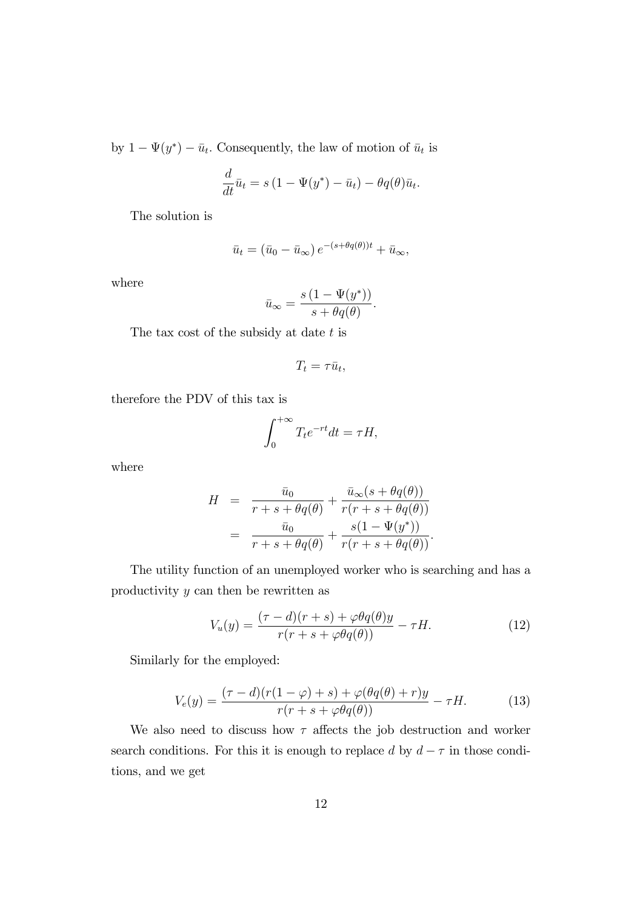by $1 - \Psi(y^*) - \bar{u}_t$. Consequently, the law of motion of $\bar{u}_t$ is

$$\frac{d}{dt}\bar{u}_t = s\left(1 - \Psi(y^*) - \bar{u}_t\right) - \theta q(\theta)\bar{u}_t.$$

The solution is

$$\bar{u}_t = \left(\bar{u}_0 - \bar{u}_\infty\right)e^{-(s+\theta q(\theta))t} + \bar{u}_\infty,$$

where

$$\bar{u}_\infty = \frac{s\left(1 - \Psi(y^*)\right)}{s + \theta q(\theta)}.$$

The tax cost of the subsidy at date $t$ is

$$T_t = \tau \bar{u}_t,$$

therefore the PDV of this tax is

$$\int_0^{+\infty} T_t e^{-rt} dt = \tau H,$$

where

$$\begin{aligned} H &= \frac{\bar{u}_0}{r + s + \theta q(\theta)} + \frac{\bar{u}_\infty(s + \theta q(\theta))}{r(r + s + \theta q(\theta))} \\ &= \frac{\bar{u}_0}{r + s + \theta q(\theta)} + \frac{s(1 - \Psi(y^*))}{r(r + s + \theta q(\theta))}. \end{aligned}$$

The utility function of an unemployed worker who is searching and has a productivity $y$ can then be rewritten as

$$V_u(y) = \frac{(\tau - d)(r + s) + \varphi\theta q(\theta)y}{r(r + s + \varphi\theta q(\theta))} - \tau H. \tag{12}$$

Similarly for the employed:

$$V_e(y) = \frac{(\tau - d)(r(1 - \varphi) + s) + \varphi(\theta q(\theta) + r)y}{r(r + s + \varphi\theta q(\theta))} - \tau H. \tag{13}$$

We also need to discuss how $\tau$ affects the job destruction and worker search conditions. For this it is enough to replace $d$ by $d - \tau$ in those conditions, and we get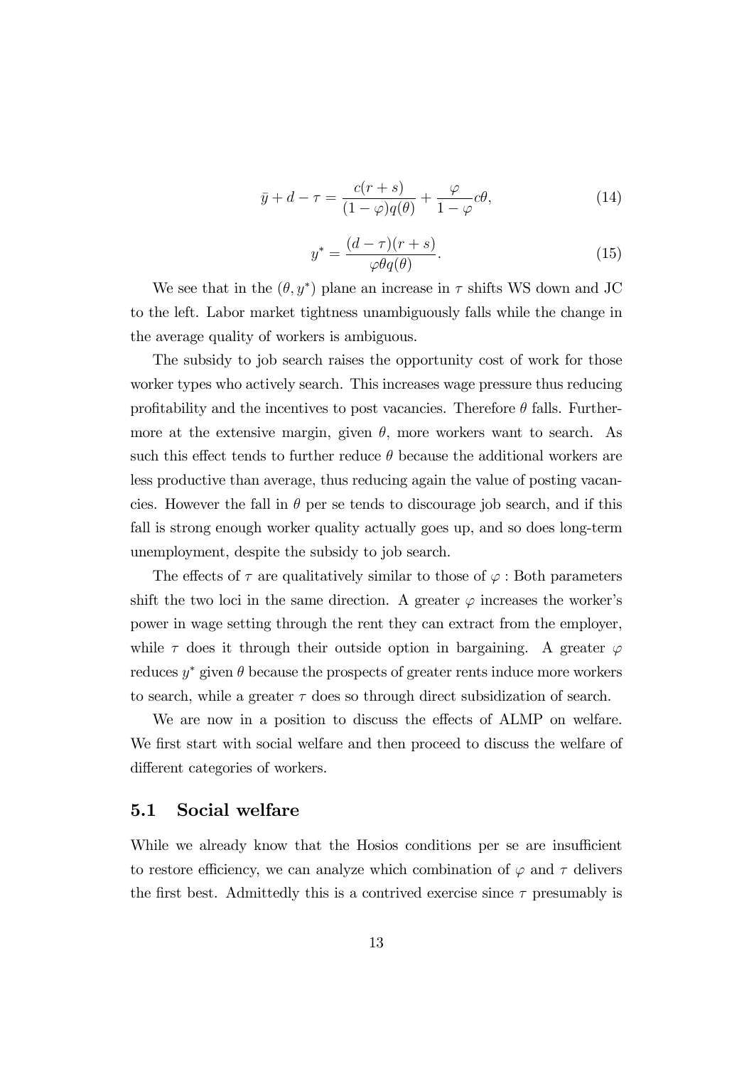$$\bar{y} + d - \tau = \frac{c(r+s)}{(1-\varphi)q(\theta)} + \frac{\varphi}{1-\varphi}c\theta, \tag{14}$$

$$y^* = \frac{(d-\tau)(r+s)}{\varphi\theta q(\theta)}. \tag{15}$$

We see that in the $(\theta, y^*)$ plane an increase in $\tau$ shifts WS down and JC to the left. Labor market tightness unambiguously falls while the change in the average quality of workers is ambiguous.

The subsidy to job search raises the opportunity cost of work for those worker types who actively search. This increases wage pressure thus reducing profitability and the incentives to post vacancies. Therefore $\theta$ falls. Furthermore at the extensive margin, given $\theta$, more workers want to search. As such this effect tends to further reduce $\theta$ because the additional workers are less productive than average, thus reducing again the value of posting vacancies. However the fall in $\theta$ per se tends to discourage job search, and if this fall is strong enough worker quality actually goes up, and so does long-term unemployment, despite the subsidy to job search.

The effects of $\tau$ are qualitatively similar to those of $\varphi$ : Both parameters shift the two loci in the same direction. A greater $\varphi$ increases the worker's power in wage setting through the rent they can extract from the employer, while $\tau$ does it through their outside option in bargaining. A greater $\varphi$ reduces $y^*$ given $\theta$ because the prospects of greater rents induce more workers to search, while a greater $\tau$ does so through direct subsidization of search.

We are now in a position to discuss the effects of ALMP on welfare. We first start with social welfare and then proceed to discuss the welfare of different categories of workers.

## 5.1 Social welfare

While we already know that the Hosios conditions per se are insufficient to restore efficiency, we can analyze which combination of $\varphi$ and $\tau$ delivers the first best. Admittedly this is a contrived exercise since $\tau$ presumably is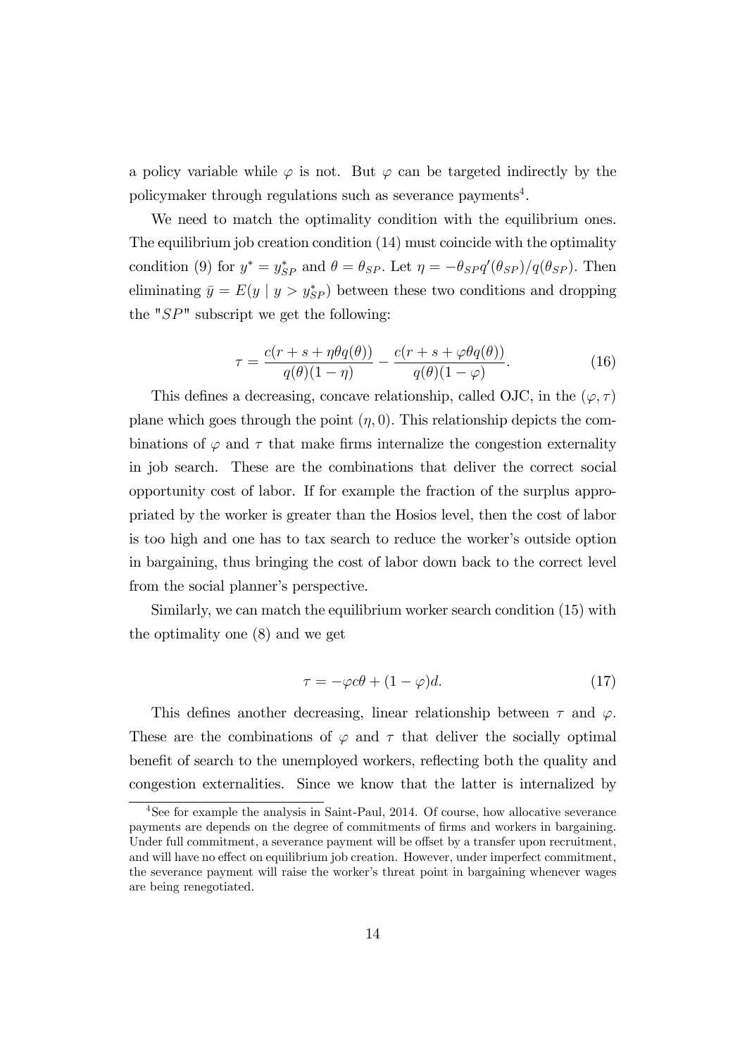a policy variable while $\varphi$ is not. But $\varphi$ can be targeted indirectly by the policymaker through regulations such as severance payments[4].

We need to match the optimality condition with the equilibrium ones. The equilibrium job creation condition (14) must coincide with the optimality condition (9) for $y^* = y^*_{SP}$ and $\theta = \theta_{SP}$. Let $\eta = -\theta_{SP} q'(\theta_{SP})/q(\theta_{SP})$. Then eliminating $\bar{y} = E(y \mid y > y^*_{SP})$ between these two conditions and dropping the "$SP$" subscript we get the following:

$$\tau = \frac{c(r + s + \eta\theta q(\theta))}{q(\theta)(1 - \eta)} - \frac{c(r + s + \varphi\theta q(\theta))}{q(\theta)(1 - \varphi)}. \tag{16}$$

This defines a decreasing, concave relationship, called OJC, in the $(\varphi, \tau)$ plane which goes through the point $(\eta, 0)$. This relationship depicts the combinations of $\varphi$ and $\tau$ that make firms internalize the congestion externality in job search. These are the combinations that deliver the correct social opportunity cost of labor. If for example the fraction of the surplus appropriated by the worker is greater than the Hosios level, then the cost of labor is too high and one has to tax search to reduce the worker's outside option in bargaining, thus bringing the cost of labor down back to the correct level from the social planner's perspective.

Similarly, we can match the equilibrium worker search condition (15) with the optimality one (8) and we get

$$\tau = -\varphi c\theta + (1 - \varphi)d. \tag{17}$$

This defines another decreasing, linear relationship between $\tau$ and $\varphi$. These are the combinations of $\varphi$ and $\tau$ that deliver the socially optimal benefit of search to the unemployed workers, reflecting both the quality and congestion externalities. Since we know that the latter is internalized by

---

[4] See for example the analysis in Saint-Paul, 2014. Of course, how allocative severance payments are depends on the degree of commitments of firms and workers in bargaining. Under full commitment, a severance payment will be offset by a transfer upon recruitment, and will have no effect on equilibrium job creation. However, under imperfect commitment, the severance payment will raise the worker's threat point in bargaining whenever wages are being renegotiated.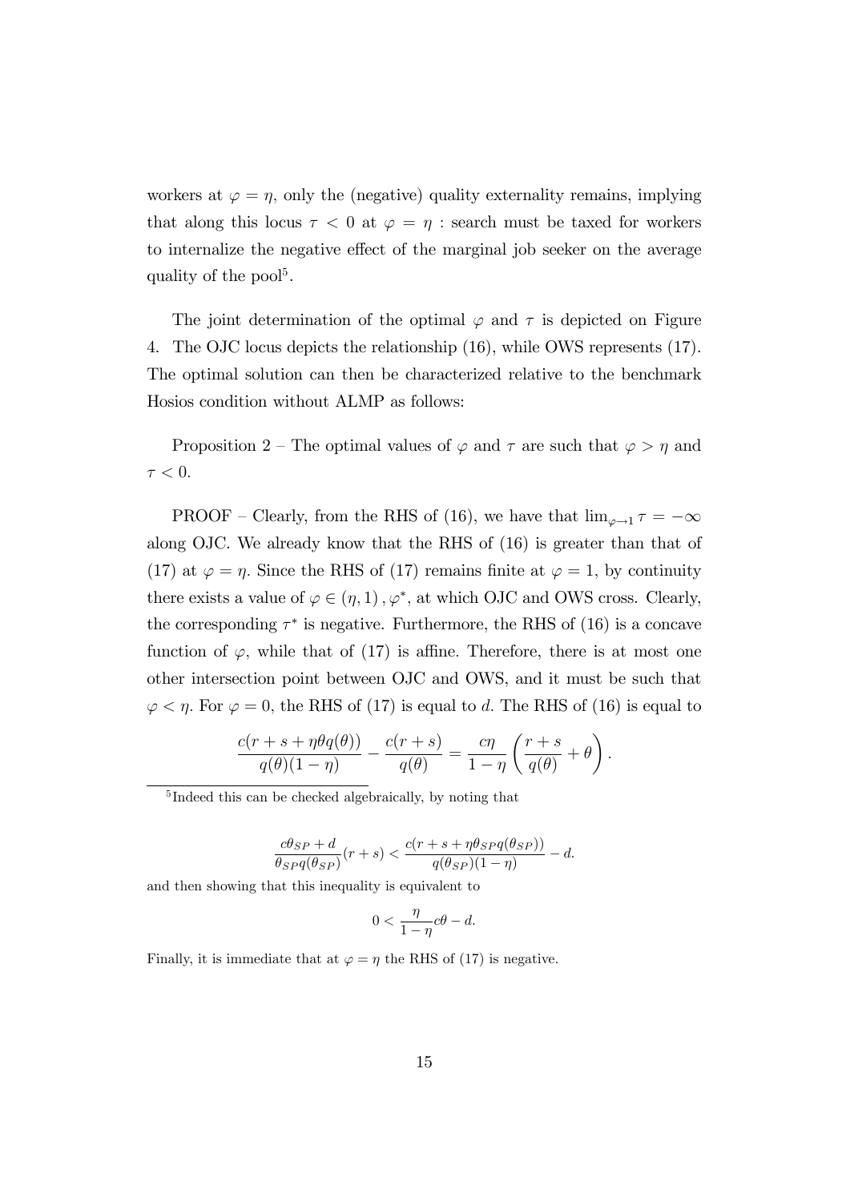workers at $\varphi = \eta$, only the (negative) quality externality remains, implying that along this locus $\tau < 0$ at $\varphi = \eta$ : search must be taxed for workers to internalize the negative effect of the marginal job seeker on the average quality of the pool[5].

The joint determination of the optimal $\varphi$ and $\tau$ is depicted on Figure 4. The OJC locus depicts the relationship (16), while OWS represents (17). The optimal solution can then be characterized relative to the benchmark Hosios condition without ALMP as follows:

Proposition 2 – The optimal values of $\varphi$ and $\tau$ are such that $\varphi > \eta$ and $\tau < 0$.

PROOF – Clearly, from the RHS of (16), we have that $\lim_{\varphi \to 1} \tau = -\infty$ along OJC. We already know that the RHS of (16) is greater than that of (17) at $\varphi = \eta$. Since the RHS of (17) remains finite at $\varphi = 1$, by continuity there exists a value of $\varphi \in (\eta, 1)$, $\varphi^*$, at which OJC and OWS cross. Clearly, the corresponding $\tau^*$ is negative. Furthermore, the RHS of (16) is a concave function of $\varphi$, while that of (17) is affine. Therefore, there is at most one other intersection point between OJC and OWS, and it must be such that $\varphi < \eta$. For $\varphi = 0$, the RHS of (17) is equal to $d$. The RHS of (16) is equal to

$$\frac{c(r + s + \eta\theta q(\theta))}{q(\theta)(1-\eta)} - \frac{c(r+s)}{q(\theta)} = \frac{c\eta}{1-\eta}\left(\frac{r+s}{q(\theta)} + \theta\right).$$

[5] Indeed this can be checked algebraically, by noting that

$$\frac{c\theta_{SP} + d}{\theta_{SP} q(\theta_{SP})}(r+s) < \frac{c(r + s + \eta\theta_{SP} q(\theta_{SP}))}{q(\theta_{SP})(1-\eta)} - d.$$

and then showing that this inequality is equivalent to

$$0 < \frac{\eta}{1-\eta} c\theta - d.$$

Finally, it is immediate that at $\varphi = \eta$ the RHS of (17) is negative.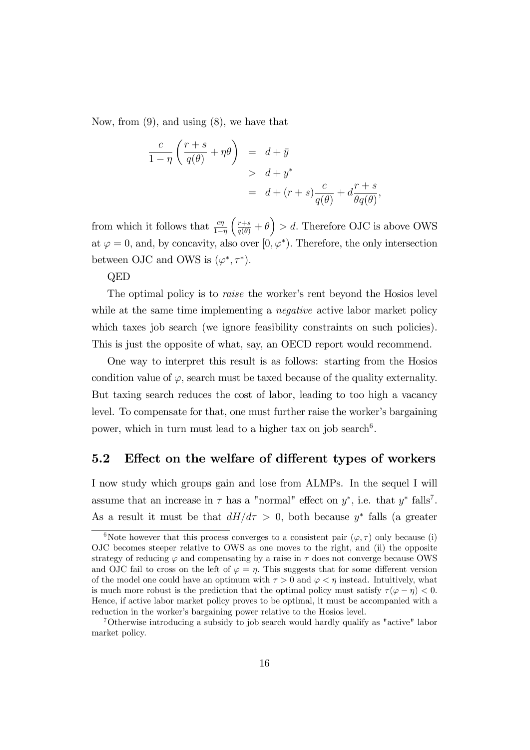Now, from (9), and using (8), we have that

$$
\begin{aligned}
\frac{c}{1-\eta}\left(\frac{r+s}{q(\theta)}+\eta\theta\right) &= d+\bar{y} \\
&> d+y^{*} \\
&= d+(r+s)\frac{c}{q(\theta)}+d\frac{r+s}{\theta q(\theta)},
\end{aligned}
$$

from which it follows that $\frac{c\eta}{1-\eta}\left(\frac{r+s}{q(\theta)}+\theta\right) > d$. Therefore OJC is above OWS at $\varphi = 0$, and, by concavity, also over $[0, \varphi^{*})$. Therefore, the only intersection between OJC and OWS is $(\varphi^{*}, \tau^{*})$.

QED

The optimal policy is to *raise* the worker's rent beyond the Hosios level while at the same time implementing a *negative* active labor market policy which taxes job search (we ignore feasibility constraints on such policies). This is just the opposite of what, say, an OECD report would recommend.

One way to interpret this result is as follows: starting from the Hosios condition value of $\varphi$, search must be taxed because of the quality externality. But taxing search reduces the cost of labor, leading to too high a vacancy level. To compensate for that, one must further raise the worker's bargaining power, which in turn must lead to a higher tax on job search[6].

## 5.2 Effect on the welfare of different types of workers

I now study which groups gain and lose from ALMPs. In the sequel I will assume that an increase in $\tau$ has a "normal" effect on $y^{*}$, i.e. that $y^{*}$ falls[7]. As a result it must be that $dH/d\tau > 0$, both because $y^{*}$ falls (a greater

[6] Note however that this process converges to a consistent pair $(\varphi, \tau)$ only because (i) OJC becomes steeper relative to OWS as one moves to the right, and (ii) the opposite strategy of reducing $\varphi$ and compensating by a raise in $\tau$ does not converge because OWS and OJC fail to cross on the left of $\varphi = \eta$. This suggests that for some different version of the model one could have an optimum with $\tau > 0$ and $\varphi < \eta$ instead. Intuitively, what is much more robust is the prediction that the optimal policy must satisfy $\tau(\varphi - \eta) < 0$. Hence, if active labor market policy proves to be optimal, it must be accompanied with a reduction in the worker's bargaining power relative to the Hosios level.

[7] Otherwise introducing a subsidy to job search would hardly qualify as "active" labor market policy.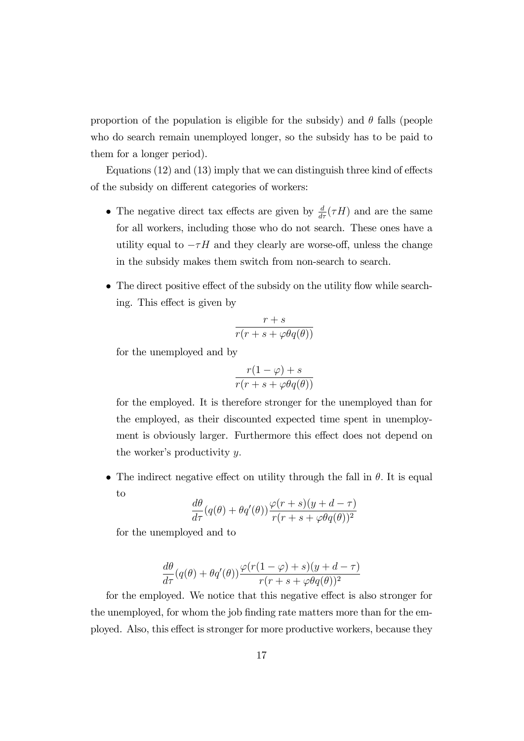proportion of the population is eligible for the subsidy) and $\theta$ falls (people who do search remain unemployed longer, so the subsidy has to be paid to them for a longer period).

Equations (12) and (13) imply that we can distinguish three kind of effects of the subsidy on different categories of workers:

- The negative direct tax effects are given by $\frac{d}{d\tau}(\tau H)$ and are the same for all workers, including those who do not search. These ones have a utility equal to $-\tau H$ and they clearly are worse-off, unless the change in the subsidy makes them switch from non-search to search.

- The direct positive effect of the subsidy on the utility flow while searching. This effect is given by

$$\frac{r+s}{r(r+s+\varphi\theta q(\theta))}$$

for the unemployed and by

$$\frac{r(1-\varphi)+s}{r(r+s+\varphi\theta q(\theta))}$$

for the employed. It is therefore stronger for the unemployed than for the employed, as their discounted expected time spent in unemployment is obviously larger. Furthermore this effect does not depend on the worker's productivity $y$.

- The indirect negative effect on utility through the fall in $\theta$. It is equal to

$$\frac{d\theta}{d\tau}(q(\theta)+\theta q'(\theta))\frac{\varphi(r+s)(y+d-\tau)}{r(r+s+\varphi\theta q(\theta))^2}$$

for the unemployed and to

$$\frac{d\theta}{d\tau}(q(\theta)+\theta q'(\theta))\frac{\varphi(r(1-\varphi)+s)(y+d-\tau)}{r(r+s+\varphi\theta q(\theta))^2}$$

for the employed. We notice that this negative effect is also stronger for the unemployed, for whom the job finding rate matters more than for the employed. Also, this effect is stronger for more productive workers, because they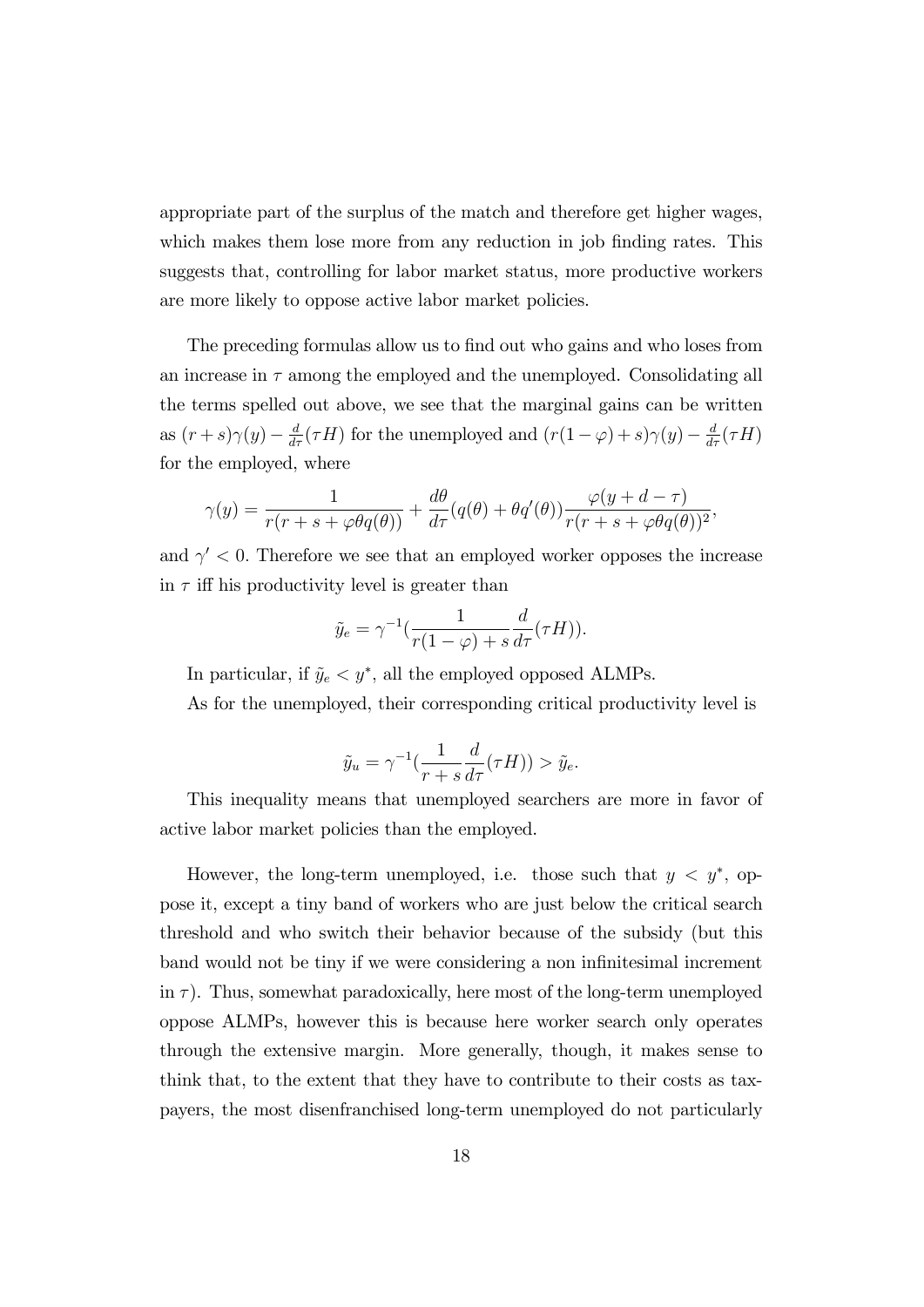appropriate part of the surplus of the match and therefore get higher wages, which makes them lose more from any reduction in job finding rates. This suggests that, controlling for labor market status, more productive workers are more likely to oppose active labor market policies.

The preceding formulas allow us to find out who gains and who loses from an increase in $\tau$ among the employed and the unemployed. Consolidating all the terms spelled out above, we see that the marginal gains can be written as $(r+s)\gamma(y) - \frac{d}{d\tau}(\tau H)$ for the unemployed and $(r(1-\varphi)+s)\gamma(y) - \frac{d}{d\tau}(\tau H)$ for the employed, where

$$\gamma(y) = \frac{1}{r(r+s+\varphi\theta q(\theta))} + \frac{d\theta}{d\tau}(q(\theta) + \theta q'(\theta))\frac{\varphi(y+d-\tau)}{r(r+s+\varphi\theta q(\theta))^2},$$

and $\gamma' < 0$. Therefore we see that an employed worker opposes the increase in $\tau$ iff his productivity level is greater than

$$\tilde{y}_e = \gamma^{-1}(\frac{1}{r(1-\varphi)+s}\frac{d}{d\tau}(\tau H)).$$

In particular, if $\tilde{y}_e < y^*$, all the employed opposed ALMPs.

As for the unemployed, their corresponding critical productivity level is

$$\tilde{y}_u = \gamma^{-1}(\frac{1}{r+s}\frac{d}{d\tau}(\tau H)) > \tilde{y}_e.$$

This inequality means that unemployed searchers are more in favor of active labor market policies than the employed.

However, the long-term unemployed, i.e. those such that $y < y^*$, oppose it, except a tiny band of workers who are just below the critical search threshold and who switch their behavior because of the subsidy (but this band would not be tiny if we were considering a non infinitesimal increment in $\tau$). Thus, somewhat paradoxically, here most of the long-term unemployed oppose ALMPs, however this is because here worker search only operates through the extensive margin. More generally, though, it makes sense to think that, to the extent that they have to contribute to their costs as taxpayers, the most disenfranchised long-term unemployed do not particularly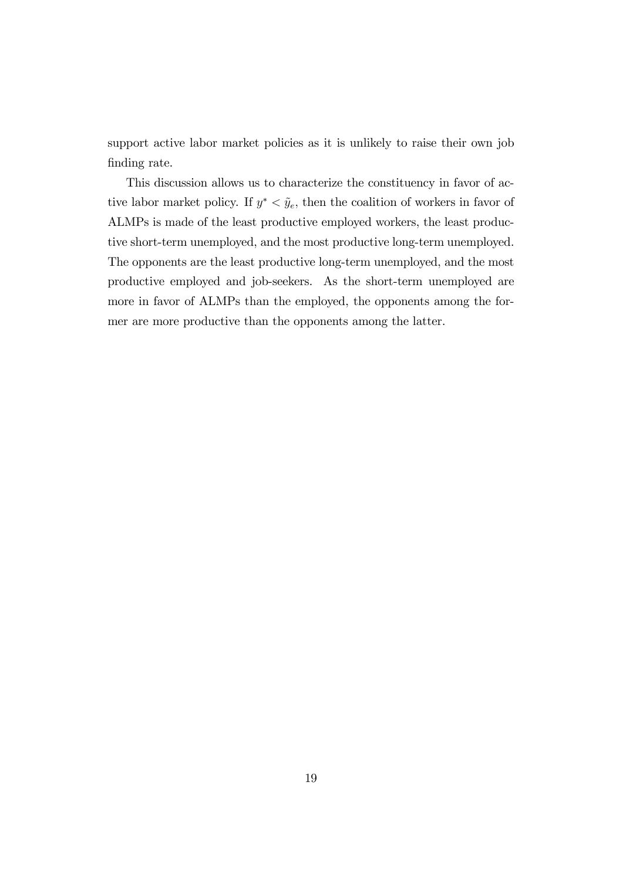support active labor market policies as it is unlikely to raise their own job finding rate.

This discussion allows us to characterize the constituency in favor of active labor market policy. If $y^* < \tilde{y}_e$, then the coalition of workers in favor of ALMPs is made of the least productive employed workers, the least productive short-term unemployed, and the most productive long-term unemployed. The opponents are the least productive long-term unemployed, and the most productive employed and job-seekers. As the short-term unemployed are more in favor of ALMPs than the employed, the opponents among the former are more productive than the opponents among the latter.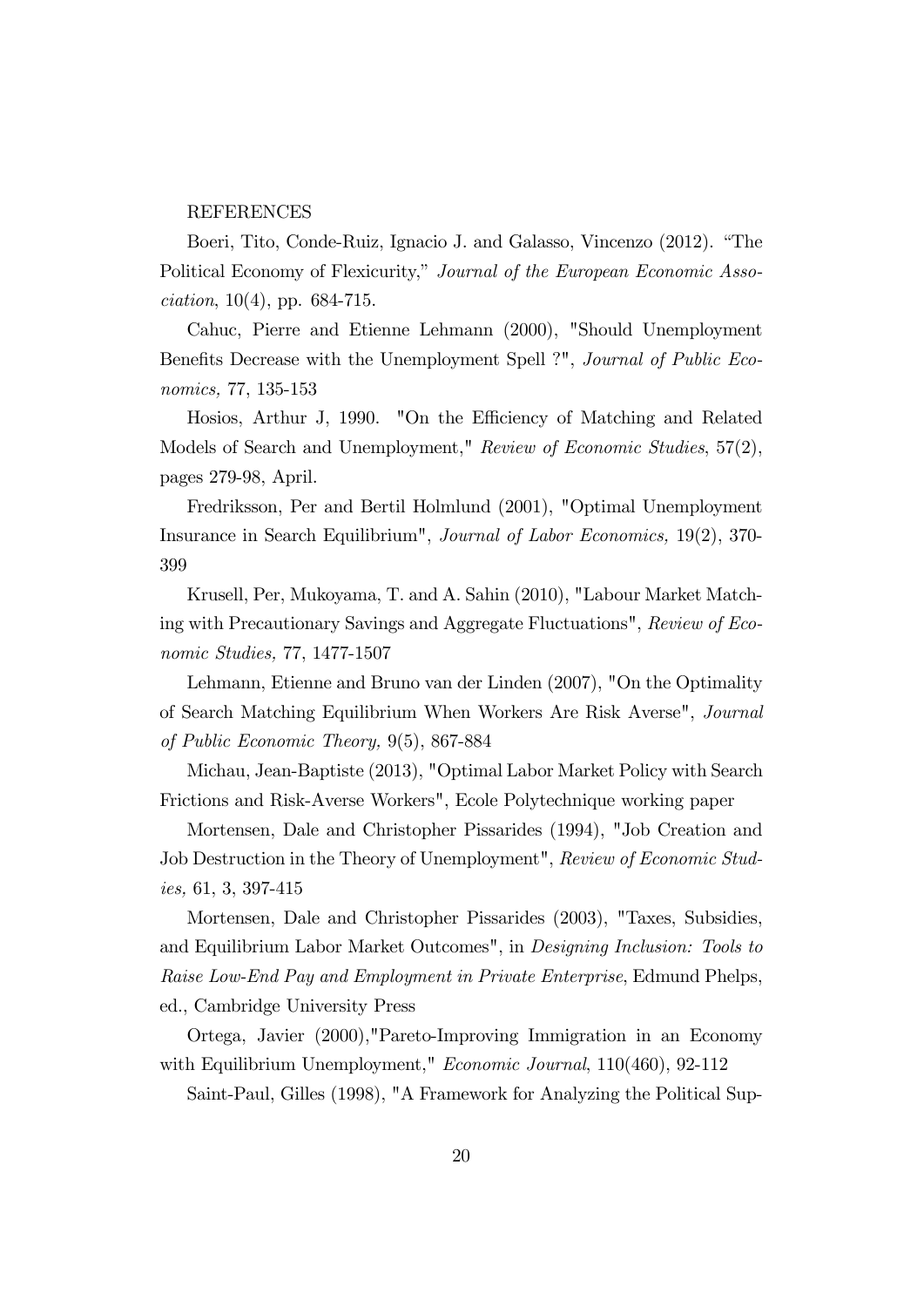REFERENCES

Boeri, Tito, Conde-Ruiz, Ignacio J. and Galasso, Vincenzo (2012). "The Political Economy of Flexicurity," *Journal of the European Economic Association*, 10(4), pp. 684-715.

Cahuc, Pierre and Etienne Lehmann (2000), "Should Unemployment Benefits Decrease with the Unemployment Spell ?", *Journal of Public Economics,* 77, 135-153

Hosios, Arthur J, 1990. "On the Efficiency of Matching and Related Models of Search and Unemployment," *Review of Economic Studies*, 57(2), pages 279-98, April.

Fredriksson, Per and Bertil Holmlund (2001), "Optimal Unemployment Insurance in Search Equilibrium", *Journal of Labor Economics,* 19(2), 370-399

Krusell, Per, Mukoyama, T. and A. Sahin (2010), "Labour Market Matching with Precautionary Savings and Aggregate Fluctuations", *Review of Economic Studies,* 77, 1477-1507

Lehmann, Etienne and Bruno van der Linden (2007), "On the Optimality of Search Matching Equilibrium When Workers Are Risk Averse", *Journal of Public Economic Theory,* 9(5), 867-884

Michau, Jean-Baptiste (2013), "Optimal Labor Market Policy with Search Frictions and Risk-Averse Workers", Ecole Polytechnique working paper

Mortensen, Dale and Christopher Pissarides (1994), "Job Creation and Job Destruction in the Theory of Unemployment", *Review of Economic Studies,* 61, 3, 397-415

Mortensen, Dale and Christopher Pissarides (2003), "Taxes, Subsidies, and Equilibrium Labor Market Outcomes", in *Designing Inclusion: Tools to Raise Low-End Pay and Employment in Private Enterprise*, Edmund Phelps, ed., Cambridge University Press

Ortega, Javier (2000),"Pareto-Improving Immigration in an Economy with Equilibrium Unemployment," *Economic Journal*, 110(460), 92-112

Saint-Paul, Gilles (1998), "A Framework for Analyzing the Political Sup-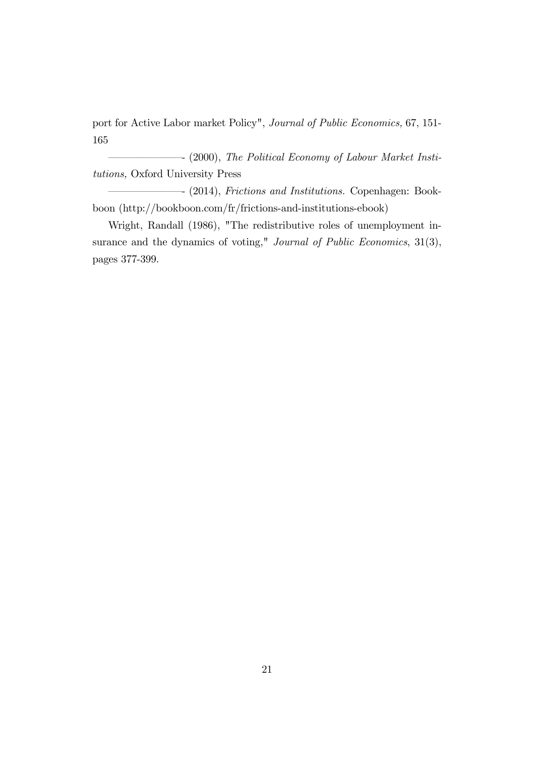port for Active Labor market Policy", *Journal of Public Economics,* 67, 151-165

—————— (2000), *The Political Economy of Labour Market Institutions,* Oxford University Press

—————— (2014), *Frictions and Institutions.* Copenhagen: Bookboon (http://bookboon.com/fr/frictions-and-institutions-ebook)

Wright, Randall (1986), "The redistributive roles of unemployment insurance and the dynamics of voting," *Journal of Public Economics*, 31(3), pages 377-399.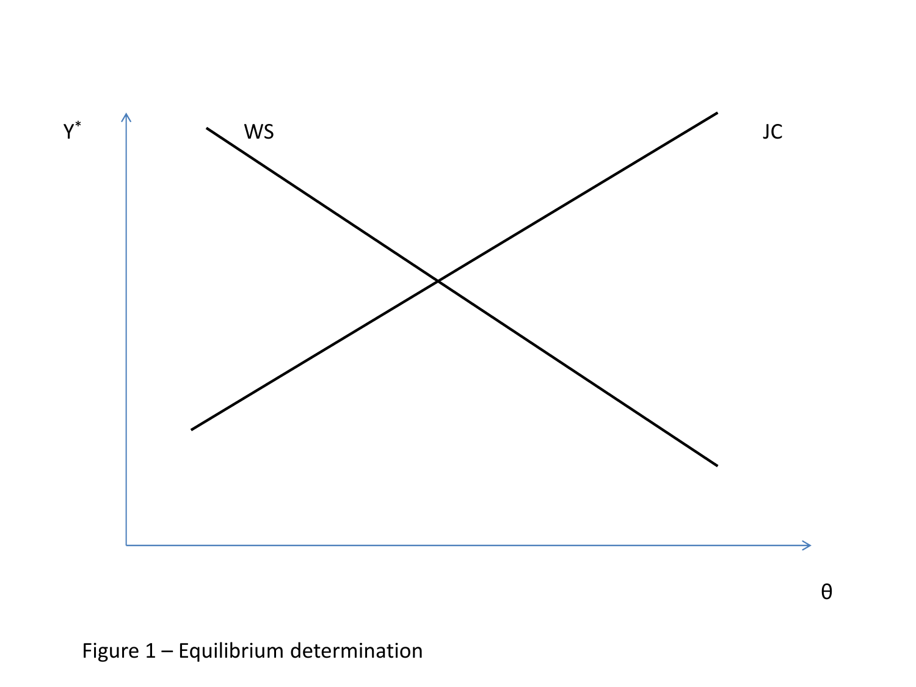Figure 1 – Equilibrium determination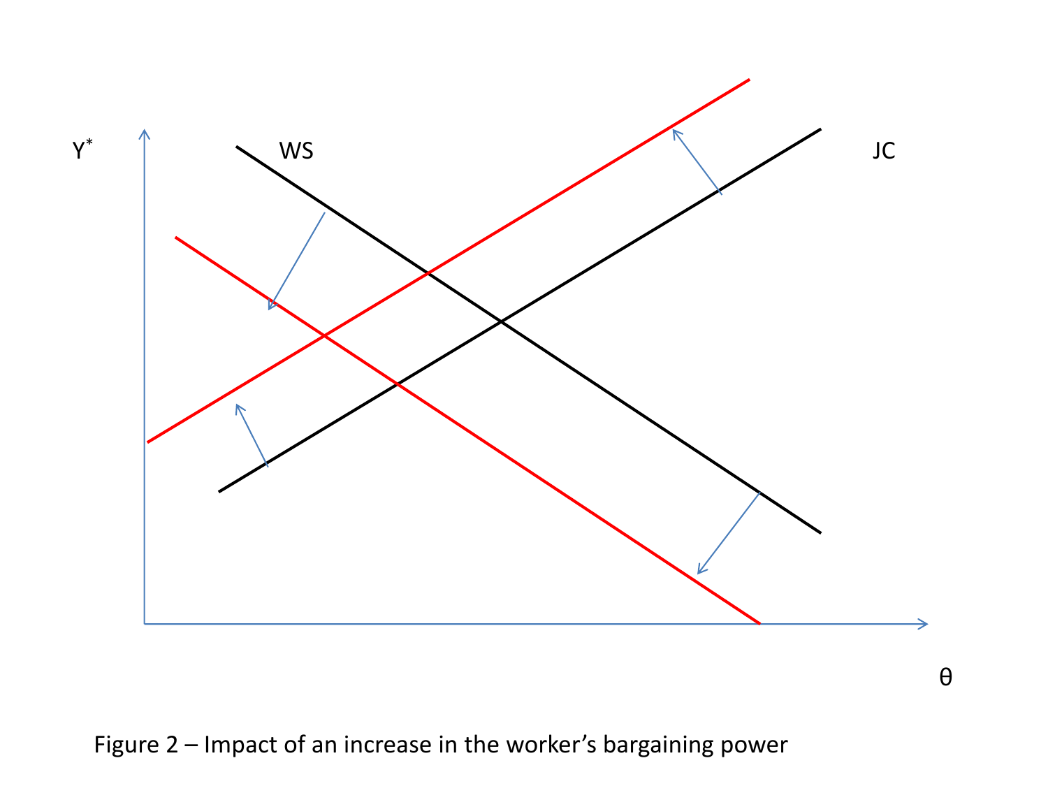Figure 2 – Impact of an increase in the worker's bargaining power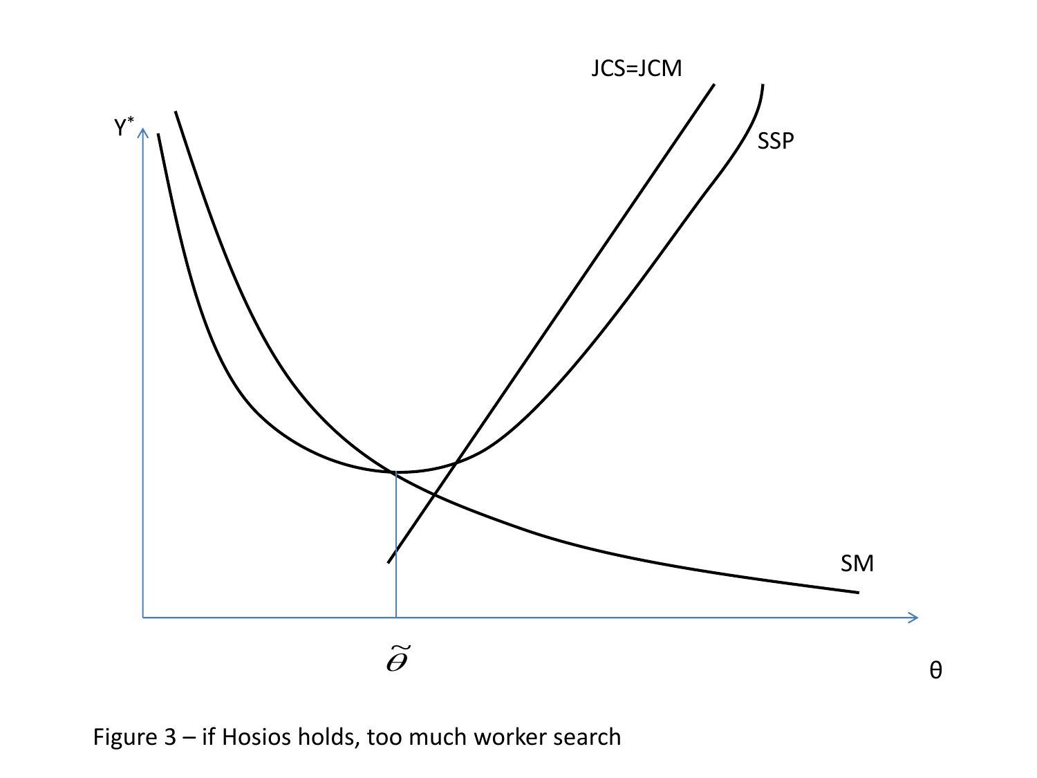Figure 3 – if Hosios holds, too much worker search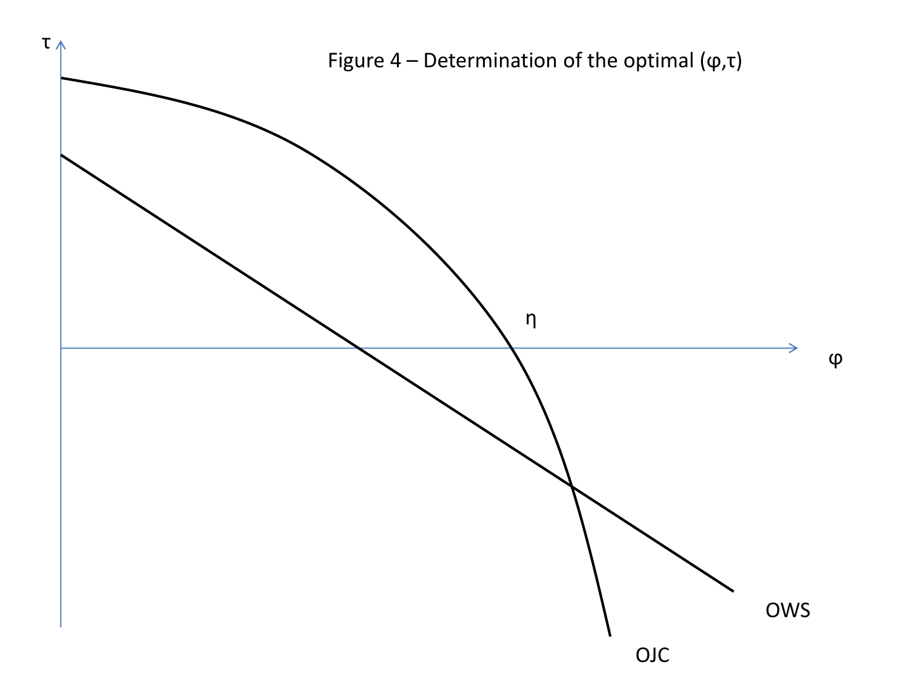Figure 4 – Determination of the optimal $(\varphi,\tau)$

$\tau$

$\eta$

$\varphi$

OWS

OJC